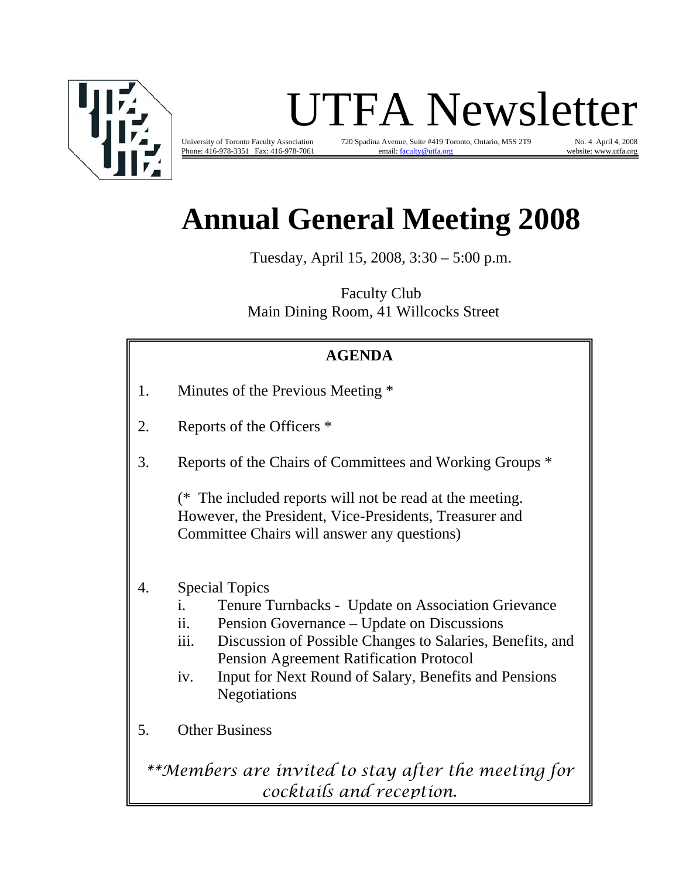# UTFA Newsletter

University of Toronto Faculty Association  720 Spadina Avenue, Suite #419 Toronto, Ontario, M5S 2T9  No. 4 April 4, 2008
Phone: 416-978-3351 Fax: 416-978-7061  email: faculty@utfa.org  website: www.utfa.org

# Annual General Meeting 2008

Tuesday, April 15, 2008, 3:30 – 5:00 p.m.

Faculty Club
Main Dining Room, 41 Willcocks Street

**AGENDA**

1. Minutes of the Previous Meeting *

2. Reports of the Officers *

3. Reports of the Chairs of Committees and Working Groups *

   (* The included reports will not be read at the meeting. However, the President, Vice-Presidents, Treasurer and Committee Chairs will answer any questions)

4. Special Topics
   i. Tenure Turnbacks - Update on Association Grievance
   ii. Pension Governance – Update on Discussions
   iii. Discussion of Possible Changes to Salaries, Benefits, and Pension Agreement Ratification Protocol
   iv. Input for Next Round of Salary, Benefits and Pensions Negotiations

5. Other Business

*\*\*Members are invited to stay after the meeting for cocktails and reception.*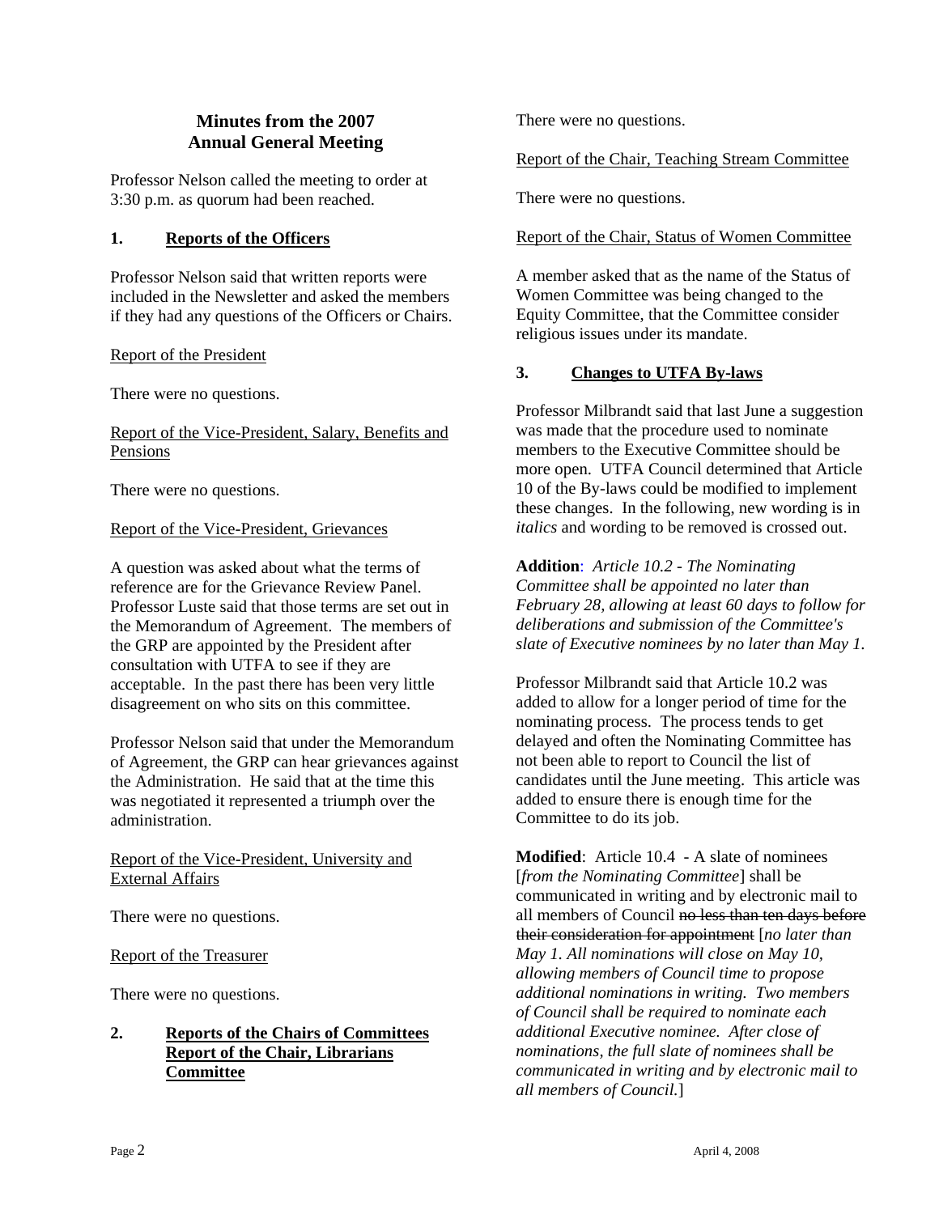# Minutes from the 2007 Annual General Meeting

Professor Nelson called the meeting to order at 3:30 p.m. as quorum had been reached.

## 1. Reports of the Officers

Professor Nelson said that written reports were included in the Newsletter and asked the members if they had any questions of the Officers or Chairs.

Report of the President

There were no questions.

Report of the Vice-President, Salary, Benefits and Pensions

There were no questions.

Report of the Vice-President, Grievances

A question was asked about what the terms of reference are for the Grievance Review Panel. Professor Luste said that those terms are set out in the Memorandum of Agreement. The members of the GRP are appointed by the President after consultation with UTFA to see if they are acceptable. In the past there has been very little disagreement on who sits on this committee.

Professor Nelson said that under the Memorandum of Agreement, the GRP can hear grievances against the Administration. He said that at the time this was negotiated it represented a triumph over the administration.

Report of the Vice-President, University and External Affairs

There were no questions.

Report of the Treasurer

There were no questions.

## 2. Reports of the Chairs of Committees

**Report of the Chair, Librarians Committee**

There were no questions.

Report of the Chair, Teaching Stream Committee

There were no questions.

Report of the Chair, Status of Women Committee

A member asked that as the name of the Status of Women Committee was being changed to the Equity Committee, that the Committee consider religious issues under its mandate.

## 3. Changes to UTFA By-laws

Professor Milbrandt said that last June a suggestion was made that the procedure used to nominate members to the Executive Committee should be more open. UTFA Council determined that Article 10 of the By-laws could be modified to implement these changes. In the following, new wording is in *italics* and wording to be removed is crossed out.

**Addition**: *Article 10.2 - The Nominating Committee shall be appointed no later than February 28, allowing at least 60 days to follow for deliberations and submission of the Committee's slate of Executive nominees by no later than May 1.*

Professor Milbrandt said that Article 10.2 was added to allow for a longer period of time for the nominating process. The process tends to get delayed and often the Nominating Committee has not been able to report to Council the list of candidates until the June meeting. This article was added to ensure there is enough time for the Committee to do its job.

**Modified**: Article 10.4 - A slate of nominees [*from the Nominating Committee*] shall be communicated in writing and by electronic mail to all members of Council ~~no less than ten days before their consideration for appointment~~ [*no later than May 1. All nominations will close on May 10, allowing members of Council time to propose additional nominations in writing. Two members of Council shall be required to nominate each additional Executive nominee. After close of nominations, the full slate of nominees shall be communicated in writing and by electronic mail to all members of Council.*]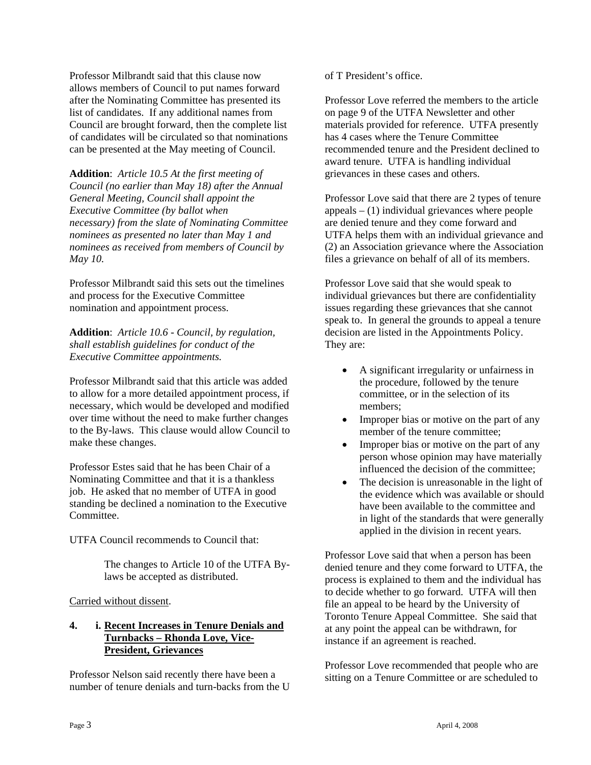Professor Milbrandt said that this clause now allows members of Council to put names forward after the Nominating Committee has presented its list of candidates. If any additional names from Council are brought forward, then the complete list of candidates will be circulated so that nominations can be presented at the May meeting of Council.

**Addition**: *Article 10.5 At the first meeting of Council (no earlier than May 18) after the Annual General Meeting, Council shall appoint the Executive Committee (by ballot when necessary) from the slate of Nominating Committee nominees as presented no later than May 1 and nominees as received from members of Council by May 10.*

Professor Milbrandt said this sets out the timelines and process for the Executive Committee nomination and appointment process.

**Addition**: *Article 10.6 - Council, by regulation, shall establish guidelines for conduct of the Executive Committee appointments.*

Professor Milbrandt said that this article was added to allow for a more detailed appointment process, if necessary, which would be developed and modified over time without the need to make further changes to the By-laws. This clause would allow Council to make these changes.

Professor Estes said that he has been Chair of a Nominating Committee and that it is a thankless job. He asked that no member of UTFA in good standing be declined a nomination to the Executive Committee.

UTFA Council recommends to Council that:

> The changes to Article 10 of the UTFA By-laws be accepted as distributed.

Carried without dissent.

**4. i. Recent Increases in Tenure Denials and Turnbacks – Rhonda Love, Vice-President, Grievances**

Professor Nelson said recently there have been a number of tenure denials and turn-backs from the U of T President's office.

Professor Love referred the members to the article on page 9 of the UTFA Newsletter and other materials provided for reference. UTFA presently has 4 cases where the Tenure Committee recommended tenure and the President declined to award tenure. UTFA is handling individual grievances in these cases and others.

Professor Love said that there are 2 types of tenure appeals – (1) individual grievances where people are denied tenure and they come forward and UTFA helps them with an individual grievance and (2) an Association grievance where the Association files a grievance on behalf of all of its members.

Professor Love said that she would speak to individual grievances but there are confidentiality issues regarding these grievances that she cannot speak to. In general the grounds to appeal a tenure decision are listed in the Appointments Policy. They are:

- A significant irregularity or unfairness in the procedure, followed by the tenure committee, or in the selection of its members;
- Improper bias or motive on the part of any member of the tenure committee;
- Improper bias or motive on the part of any person whose opinion may have materially influenced the decision of the committee;
- The decision is unreasonable in the light of the evidence which was available or should have been available to the committee and in light of the standards that were generally applied in the division in recent years.

Professor Love said that when a person has been denied tenure and they come forward to UTFA, the process is explained to them and the individual has to decide whether to go forward. UTFA will then file an appeal to be heard by the University of Toronto Tenure Appeal Committee. She said that at any point the appeal can be withdrawn, for instance if an agreement is reached.

Professor Love recommended that people who are sitting on a Tenure Committee or are scheduled to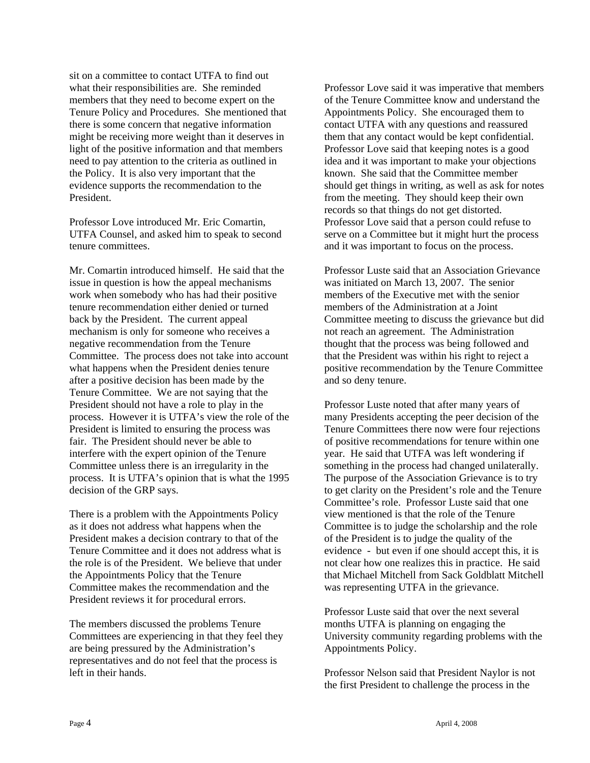sit on a committee to contact UTFA to find out what their responsibilities are. She reminded members that they need to become expert on the Tenure Policy and Procedures. She mentioned that there is some concern that negative information might be receiving more weight than it deserves in light of the positive information and that members need to pay attention to the criteria as outlined in the Policy. It is also very important that the evidence supports the recommendation to the President.

Professor Love introduced Mr. Eric Comartin, UTFA Counsel, and asked him to speak to second tenure committees.

Mr. Comartin introduced himself. He said that the issue in question is how the appeal mechanisms work when somebody who has had their positive tenure recommendation either denied or turned back by the President. The current appeal mechanism is only for someone who receives a negative recommendation from the Tenure Committee. The process does not take into account what happens when the President denies tenure after a positive decision has been made by the Tenure Committee. We are not saying that the President should not have a role to play in the process. However it is UTFA's view the role of the President is limited to ensuring the process was fair. The President should never be able to interfere with the expert opinion of the Tenure Committee unless there is an irregularity in the process. It is UTFA's opinion that is what the 1995 decision of the GRP says.

There is a problem with the Appointments Policy as it does not address what happens when the President makes a decision contrary to that of the Tenure Committee and it does not address what is the role is of the President. We believe that under the Appointments Policy that the Tenure Committee makes the recommendation and the President reviews it for procedural errors.

The members discussed the problems Tenure Committees are experiencing in that they feel they are being pressured by the Administration's representatives and do not feel that the process is left in their hands.

Professor Love said it was imperative that members of the Tenure Committee know and understand the Appointments Policy. She encouraged them to contact UTFA with any questions and reassured them that any contact would be kept confidential. Professor Love said that keeping notes is a good idea and it was important to make your objections known. She said that the Committee member should get things in writing, as well as ask for notes from the meeting. They should keep their own records so that things do not get distorted. Professor Love said that a person could refuse to serve on a Committee but it might hurt the process and it was important to focus on the process.

Professor Luste said that an Association Grievance was initiated on March 13, 2007. The senior members of the Executive met with the senior members of the Administration at a Joint Committee meeting to discuss the grievance but did not reach an agreement. The Administration thought that the process was being followed and that the President was within his right to reject a positive recommendation by the Tenure Committee and so deny tenure.

Professor Luste noted that after many years of many Presidents accepting the peer decision of the Tenure Committees there now were four rejections of positive recommendations for tenure within one year. He said that UTFA was left wondering if something in the process had changed unilaterally. The purpose of the Association Grievance is to try to get clarity on the President's role and the Tenure Committee's role. Professor Luste said that one view mentioned is that the role of the Tenure Committee is to judge the scholarship and the role of the President is to judge the quality of the evidence - but even if one should accept this, it is not clear how one realizes this in practice. He said that Michael Mitchell from Sack Goldblatt Mitchell was representing UTFA in the grievance.

Professor Luste said that over the next several months UTFA is planning on engaging the University community regarding problems with the Appointments Policy.

Professor Nelson said that President Naylor is not the first President to challenge the process in the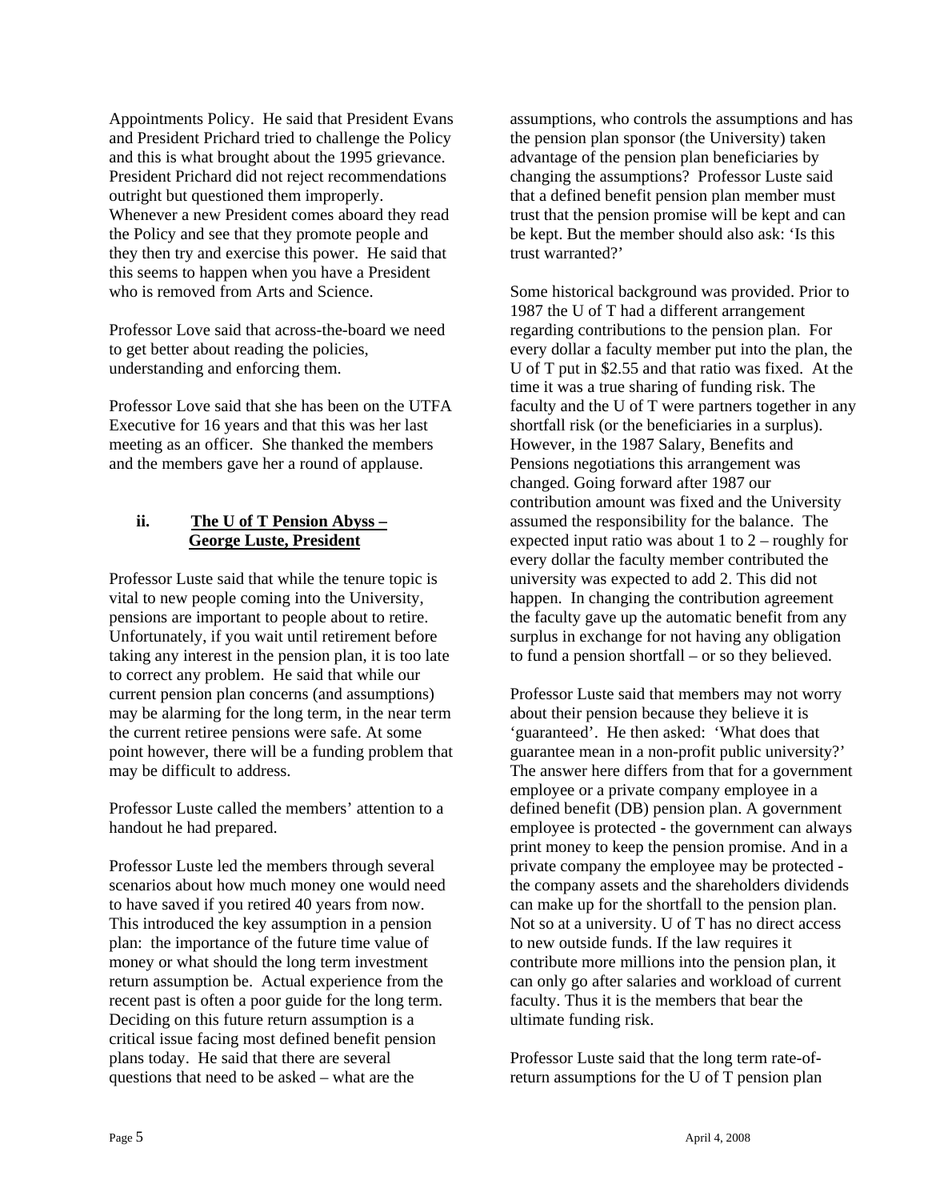Appointments Policy. He said that President Evans and President Prichard tried to challenge the Policy and this is what brought about the 1995 grievance. President Prichard did not reject recommendations outright but questioned them improperly. Whenever a new President comes aboard they read the Policy and see that they promote people and they then try and exercise this power. He said that this seems to happen when you have a President who is removed from Arts and Science.

Professor Love said that across-the-board we need to get better about reading the policies, understanding and enforcing them.

Professor Love said that she has been on the UTFA Executive for 16 years and that this was her last meeting as an officer. She thanked the members and the members gave her a round of applause.

### ii. The U of T Pension Abyss – George Luste, President

Professor Luste said that while the tenure topic is vital to new people coming into the University, pensions are important to people about to retire. Unfortunately, if you wait until retirement before taking any interest in the pension plan, it is too late to correct any problem. He said that while our current pension plan concerns (and assumptions) may be alarming for the long term, in the near term the current retiree pensions were safe. At some point however, there will be a funding problem that may be difficult to address.

Professor Luste called the members' attention to a handout he had prepared.

Professor Luste led the members through several scenarios about how much money one would need to have saved if you retired 40 years from now. This introduced the key assumption in a pension plan: the importance of the future time value of money or what should the long term investment return assumption be. Actual experience from the recent past is often a poor guide for the long term. Deciding on this future return assumption is a critical issue facing most defined benefit pension plans today. He said that there are several questions that need to be asked – what are the assumptions, who controls the assumptions and has the pension plan sponsor (the University) taken advantage of the pension plan beneficiaries by changing the assumptions? Professor Luste said that a defined benefit pension plan member must trust that the pension promise will be kept and can be kept. But the member should also ask: 'Is this trust warranted?'

Some historical background was provided. Prior to 1987 the U of T had a different arrangement regarding contributions to the pension plan. For every dollar a faculty member put into the plan, the U of T put in $2.55 and that ratio was fixed. At the time it was a true sharing of funding risk. The faculty and the U of T were partners together in any shortfall risk (or the beneficiaries in a surplus). However, in the 1987 Salary, Benefits and Pensions negotiations this arrangement was changed. Going forward after 1987 our contribution amount was fixed and the University assumed the responsibility for the balance. The expected input ratio was about 1 to 2 – roughly for every dollar the faculty member contributed the university was expected to add 2. This did not happen. In changing the contribution agreement the faculty gave up the automatic benefit from any surplus in exchange for not having any obligation to fund a pension shortfall – or so they believed.

Professor Luste said that members may not worry about their pension because they believe it is 'guaranteed'. He then asked: 'What does that guarantee mean in a non-profit public university?' The answer here differs from that for a government employee or a private company employee in a defined benefit (DB) pension plan. A government employee is protected - the government can always print money to keep the pension promise. And in a private company the employee may be protected - the company assets and the shareholders dividends can make up for the shortfall to the pension plan. Not so at a university. U of T has no direct access to new outside funds. If the law requires it contribute more millions into the pension plan, it can only go after salaries and workload of current faculty. Thus it is the members that bear the ultimate funding risk.

Professor Luste said that the long term rate-of-return assumptions for the U of T pension plan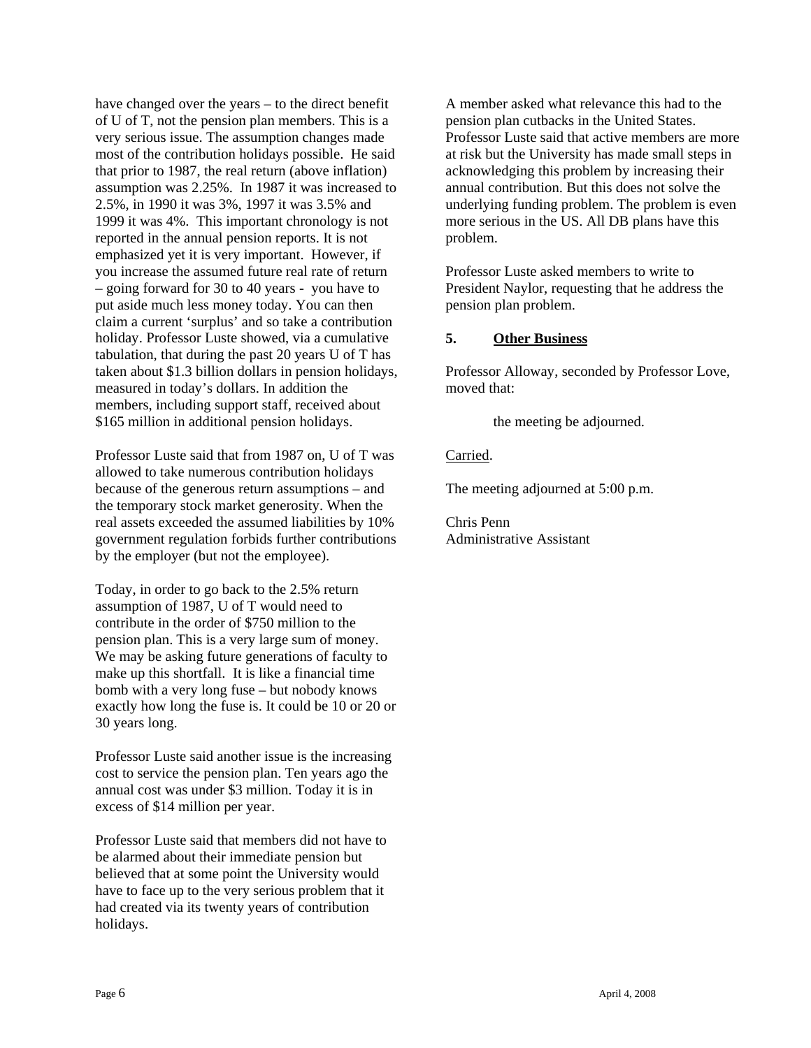have changed over the years – to the direct benefit of U of T, not the pension plan members. This is a very serious issue. The assumption changes made most of the contribution holidays possible. He said that prior to 1987, the real return (above inflation) assumption was 2.25%. In 1987 it was increased to 2.5%, in 1990 it was 3%, 1997 it was 3.5% and 1999 it was 4%. This important chronology is not reported in the annual pension reports. It is not emphasized yet it is very important. However, if you increase the assumed future real rate of return – going forward for 30 to 40 years - you have to put aside much less money today. You can then claim a current 'surplus' and so take a contribution holiday. Professor Luste showed, via a cumulative tabulation, that during the past 20 years U of T has taken about $1.3 billion dollars in pension holidays, measured in today's dollars. In addition the members, including support staff, received about $165 million in additional pension holidays.

Professor Luste said that from 1987 on, U of T was allowed to take numerous contribution holidays because of the generous return assumptions – and the temporary stock market generosity. When the real assets exceeded the assumed liabilities by 10% government regulation forbids further contributions by the employer (but not the employee).

Today, in order to go back to the 2.5% return assumption of 1987, U of T would need to contribute in the order of $750 million to the pension plan. This is a very large sum of money. We may be asking future generations of faculty to make up this shortfall. It is like a financial time bomb with a very long fuse – but nobody knows exactly how long the fuse is. It could be 10 or 20 or 30 years long.

Professor Luste said another issue is the increasing cost to service the pension plan. Ten years ago the annual cost was under $3 million. Today it is in excess of $14 million per year.

Professor Luste said that members did not have to be alarmed about their immediate pension but believed that at some point the University would have to face up to the very serious problem that it had created via its twenty years of contribution holidays.

A member asked what relevance this had to the pension plan cutbacks in the United States. Professor Luste said that active members are more at risk but the University has made small steps in acknowledging this problem by increasing their annual contribution. But this does not solve the underlying funding problem. The problem is even more serious in the US. All DB plans have this problem.

Professor Luste asked members to write to President Naylor, requesting that he address the pension plan problem.

**5. Other Business**

Professor Alloway, seconded by Professor Love, moved that:

> the meeting be adjourned.

Carried.

The meeting adjourned at 5:00 p.m.

Chris Penn
Administrative Assistant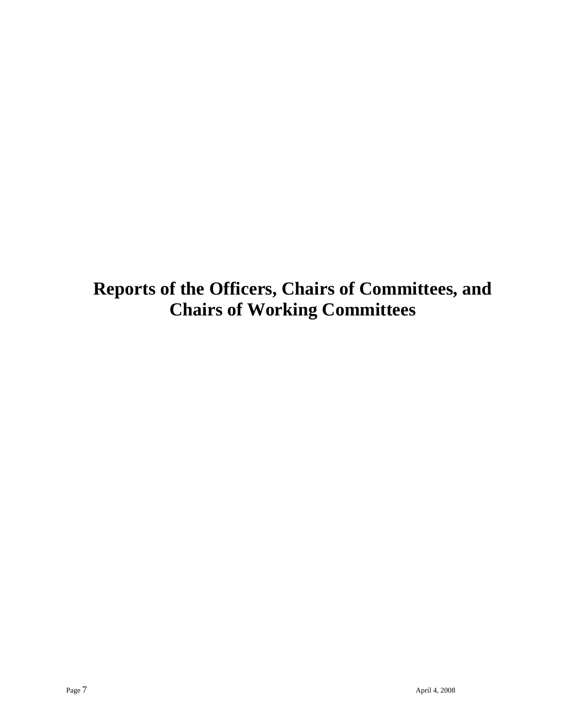# Reports of the Officers, Chairs of Committees, and Chairs of Working Committees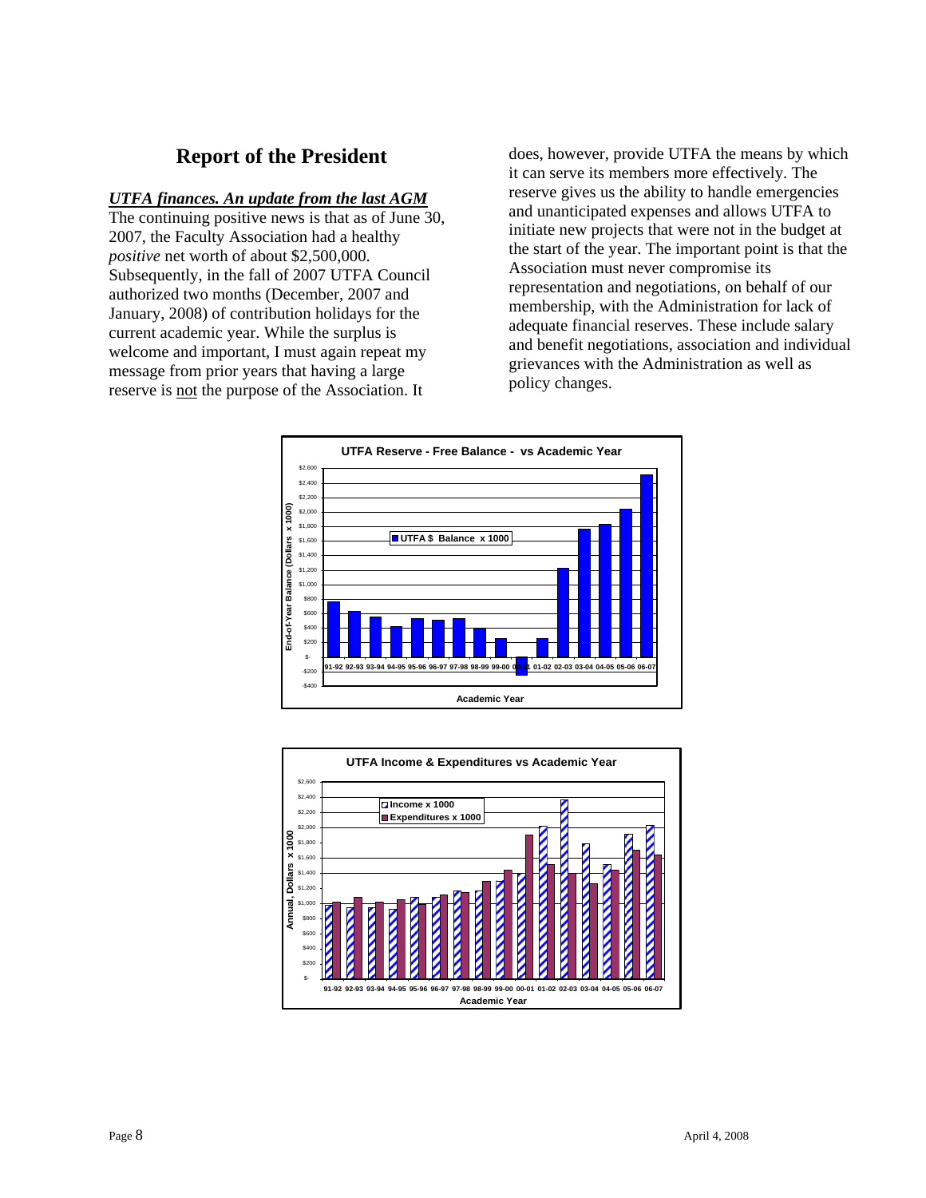# Report of the President

***UTFA finances. An update from the last AGM***

The continuing positive news is that as of June 30, 2007, the Faculty Association had a healthy *positive* net worth of about $2,500,000. Subsequently, in the fall of 2007 UTFA Council authorized two months (December, 2007 and January, 2008) of contribution holidays for the current academic year. While the surplus is welcome and important, I must again repeat my message from prior years that having a large reserve is not the purpose of the Association. It does, however, provide UTFA the means by which it can serve its members more effectively. The reserve gives us the ability to handle emergencies and unanticipated expenses and allows UTFA to initiate new projects that were not in the budget at the start of the year. The important point is that the Association must never compromise its representation and negotiations, on behalf of our membership, with the Administration for lack of adequate financial reserves. These include salary and benefit negotiations, association and individual grievances with the Administration as well as policy changes.

**UTFA Reserve - Free Balance - vs Academic Year**

**UTFA Income & Expenditures vs Academic Year**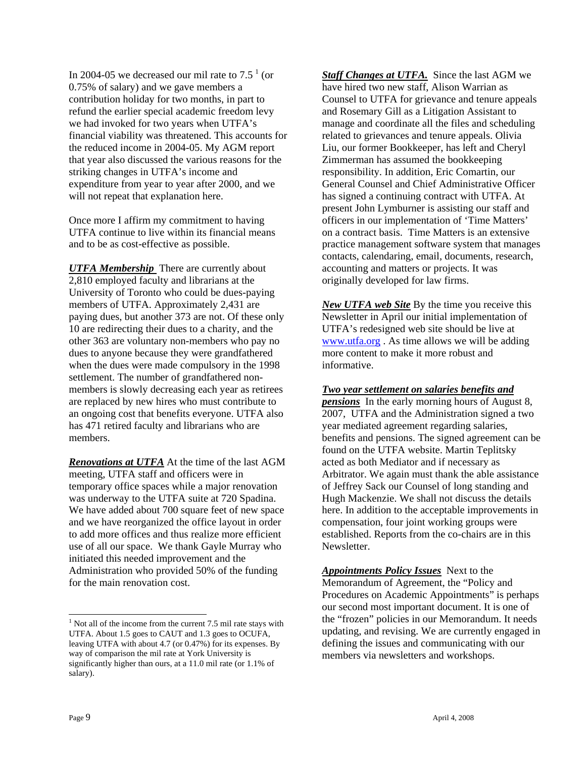In 2004-05 we decreased our mil rate to 7.5 [1] (or 0.75% of salary) and we gave members a contribution holiday for two months, in part to refund the earlier special academic freedom levy we had invoked for two years when UTFA's financial viability was threatened. This accounts for the reduced income in 2004-05. My AGM report that year also discussed the various reasons for the striking changes in UTFA's income and expenditure from year to year after 2000, and we will not repeat that explanation here.

Once more I affirm my commitment to having UTFA continue to live within its financial means and to be as cost-effective as possible.

***UTFA Membership*** There are currently about 2,810 employed faculty and librarians at the University of Toronto who could be dues-paying members of UTFA. Approximately 2,431 are paying dues, but another 373 are not. Of these only 10 are redirecting their dues to a charity, and the other 363 are voluntary non-members who pay no dues to anyone because they were grandfathered when the dues were made compulsory in the 1998 settlement. The number of grandfathered non-members is slowly decreasing each year as retirees are replaced by new hires who must contribute to an ongoing cost that benefits everyone. UTFA also has 471 retired faculty and librarians who are members.

***Renovations at UTFA*** At the time of the last AGM meeting, UTFA staff and officers were in temporary office spaces while a major renovation was underway to the UTFA suite at 720 Spadina. We have added about 700 square feet of new space and we have reorganized the office layout in order to add more offices and thus realize more efficient use of all our space. We thank Gayle Murray who initiated this needed improvement and the Administration who provided 50% of the funding for the main renovation cost.

***Staff Changes at UTFA.*** Since the last AGM we have hired two new staff, Alison Warrian as Counsel to UTFA for grievance and tenure appeals and Rosemary Gill as a Litigation Assistant to manage and coordinate all the files and scheduling related to grievances and tenure appeals. Olivia Liu, our former Bookkeeper, has left and Cheryl Zimmerman has assumed the bookkeeping responsibility. In addition, Eric Comartin, our General Counsel and Chief Administrative Officer has signed a continuing contract with UTFA. At present John Lymburner is assisting our staff and officers in our implementation of 'Time Matters' on a contract basis. Time Matters is an extensive practice management software system that manages contacts, calendaring, email, documents, research, accounting and matters or projects. It was originally developed for law firms.

***New UTFA web Site*** By the time you receive this Newsletter in April our initial implementation of UTFA's redesigned web site should be live at www.utfa.org . As time allows we will be adding more content to make it more robust and informative.

***Two year settlement on salaries benefits and pensions*** In the early morning hours of August 8, 2007, UTFA and the Administration signed a two year mediated agreement regarding salaries, benefits and pensions. The signed agreement can be found on the UTFA website. Martin Teplitsky acted as both Mediator and if necessary as Arbitrator. We again must thank the able assistance of Jeffrey Sack our Counsel of long standing and Hugh Mackenzie. We shall not discuss the details here. In addition to the acceptable improvements in compensation, four joint working groups were established. Reports from the co-chairs are in this Newsletter.

***Appointments Policy Issues*** Next to the Memorandum of Agreement, the "Policy and Procedures on Academic Appointments" is perhaps our second most important document. It is one of the "frozen" policies in our Memorandum. It needs updating, and revising. We are currently engaged in defining the issues and communicating with our members via newsletters and workshops.

---

[1] Not all of the income from the current 7.5 mil rate stays with UTFA. About 1.5 goes to CAUT and 1.3 goes to OCUFA, leaving UTFA with about 4.7 (or 0.47%) for its expenses. By way of comparison the mil rate at York University is significantly higher than ours, at a 11.0 mil rate (or 1.1% of salary).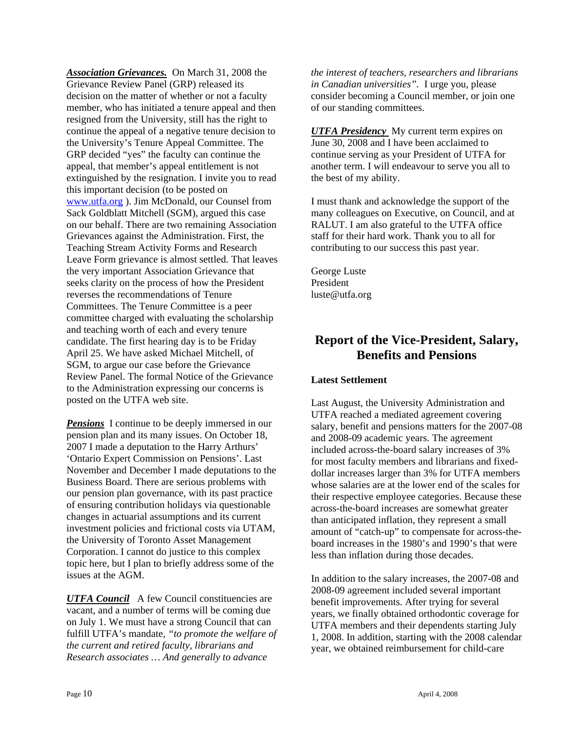***Association Grievances.*** On March 31, 2008 the Grievance Review Panel (GRP) released its decision on the matter of whether or not a faculty member, who has initiated a tenure appeal and then resigned from the University, still has the right to continue the appeal of a negative tenure decision to the University's Tenure Appeal Committee. The GRP decided "yes" the faculty can continue the appeal, that member's appeal entitlement is not extinguished by the resignation. I invite you to read this important decision (to be posted on www.utfa.org ). Jim McDonald, our Counsel from Sack Goldblatt Mitchell (SGM), argued this case on our behalf. There are two remaining Association Grievances against the Administration. First, the Teaching Stream Activity Forms and Research Leave Form grievance is almost settled. That leaves the very important Association Grievance that seeks clarity on the process of how the President reverses the recommendations of Tenure Committees. The Tenure Committee is a peer committee charged with evaluating the scholarship and teaching worth of each and every tenure candidate. The first hearing day is to be Friday April 25. We have asked Michael Mitchell, of SGM, to argue our case before the Grievance Review Panel. The formal Notice of the Grievance to the Administration expressing our concerns is posted on the UTFA web site.

***Pensions*** I continue to be deeply immersed in our pension plan and its many issues. On October 18, 2007 I made a deputation to the Harry Arthurs' 'Ontario Expert Commission on Pensions'. Last November and December I made deputations to the Business Board. There are serious problems with our pension plan governance, with its past practice of ensuring contribution holidays via questionable changes in actuarial assumptions and its current investment policies and frictional costs via UTAM, the University of Toronto Asset Management Corporation. I cannot do justice to this complex topic here, but I plan to briefly address some of the issues at the AGM.

***UTFA Council*** A few Council constituencies are vacant, and a number of terms will be coming due on July 1. We must have a strong Council that can fulfill UTFA's mandate, *"to promote the welfare of the current and retired faculty, librarians and Research associates … And generally to advance the interest of teachers, researchers and librarians in Canadian universities"*. I urge you, please consider becoming a Council member, or join one of our standing committees.

***UTFA Presidency*** My current term expires on June 30, 2008 and I have been acclaimed to continue serving as your President of UTFA for another term. I will endeavour to serve you all to the best of my ability.

I must thank and acknowledge the support of the many colleagues on Executive, on Council, and at RALUT. I am also grateful to the UTFA office staff for their hard work. Thank you to all for contributing to our success this past year.

George Luste
President
luste@utfa.org

## Report of the Vice-President, Salary, Benefits and Pensions

**Latest Settlement**

Last August, the University Administration and UTFA reached a mediated agreement covering salary, benefit and pensions matters for the 2007-08 and 2008-09 academic years. The agreement included across-the-board salary increases of 3% for most faculty members and librarians and fixed-dollar increases larger than 3% for UTFA members whose salaries are at the lower end of the scales for their respective employee categories. Because these across-the-board increases are somewhat greater than anticipated inflation, they represent a small amount of "catch-up" to compensate for across-the-board increases in the 1980's and 1990's that were less than inflation during those decades.

In addition to the salary increases, the 2007-08 and 2008-09 agreement included several important benefit improvements. After trying for several years, we finally obtained orthodontic coverage for UTFA members and their dependents starting July 1, 2008. In addition, starting with the 2008 calendar year, we obtained reimbursement for child-care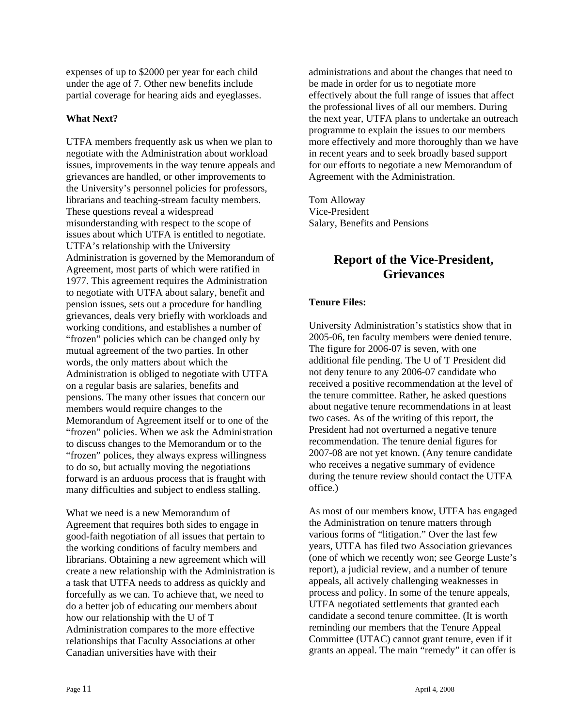expenses of up to $2000 per year for each child under the age of 7. Other new benefits include partial coverage for hearing aids and eyeglasses.

**What Next?**

UTFA members frequently ask us when we plan to negotiate with the Administration about workload issues, improvements in the way tenure appeals and grievances are handled, or other improvements to the University's personnel policies for professors, librarians and teaching-stream faculty members. These questions reveal a widespread misunderstanding with respect to the scope of issues about which UTFA is entitled to negotiate. UTFA's relationship with the University Administration is governed by the Memorandum of Agreement, most parts of which were ratified in 1977. This agreement requires the Administration to negotiate with UTFA about salary, benefit and pension issues, sets out a procedure for handling grievances, deals very briefly with workloads and working conditions, and establishes a number of "frozen" policies which can be changed only by mutual agreement of the two parties. In other words, the only matters about which the Administration is obliged to negotiate with UTFA on a regular basis are salaries, benefits and pensions. The many other issues that concern our members would require changes to the Memorandum of Agreement itself or to one of the "frozen" policies. When we ask the Administration to discuss changes to the Memorandum or to the "frozen" polices, they always express willingness to do so, but actually moving the negotiations forward is an arduous process that is fraught with many difficulties and subject to endless stalling.

What we need is a new Memorandum of Agreement that requires both sides to engage in good-faith negotiation of all issues that pertain to the working conditions of faculty members and librarians. Obtaining a new agreement which will create a new relationship with the Administration is a task that UTFA needs to address as quickly and forcefully as we can. To achieve that, we need to do a better job of educating our members about how our relationship with the U of T Administration compares to the more effective relationships that Faculty Associations at other Canadian universities have with their administrations and about the changes that need to be made in order for us to negotiate more effectively about the full range of issues that affect the professional lives of all our members. During the next year, UTFA plans to undertake an outreach programme to explain the issues to our members more effectively and more thoroughly than we have in recent years and to seek broadly based support for our efforts to negotiate a new Memorandum of Agreement with the Administration.

Tom Alloway
Vice-President
Salary, Benefits and Pensions

## Report of the Vice-President, Grievances

**Tenure Files:**

University Administration's statistics show that in 2005-06, ten faculty members were denied tenure. The figure for 2006-07 is seven, with one additional file pending. The U of T President did not deny tenure to any 2006-07 candidate who received a positive recommendation at the level of the tenure committee. Rather, he asked questions about negative tenure recommendations in at least two cases. As of the writing of this report, the President had not overturned a negative tenure recommendation. The tenure denial figures for 2007-08 are not yet known. (Any tenure candidate who receives a negative summary of evidence during the tenure review should contact the UTFA office.)

As most of our members know, UTFA has engaged the Administration on tenure matters through various forms of "litigation." Over the last few years, UTFA has filed two Association grievances (one of which we recently won; see George Luste's report), a judicial review, and a number of tenure appeals, all actively challenging weaknesses in process and policy. In some of the tenure appeals, UTFA negotiated settlements that granted each candidate a second tenure committee. (It is worth reminding our members that the Tenure Appeal Committee (UTAC) cannot grant tenure, even if it grants an appeal. The main "remedy" it can offer is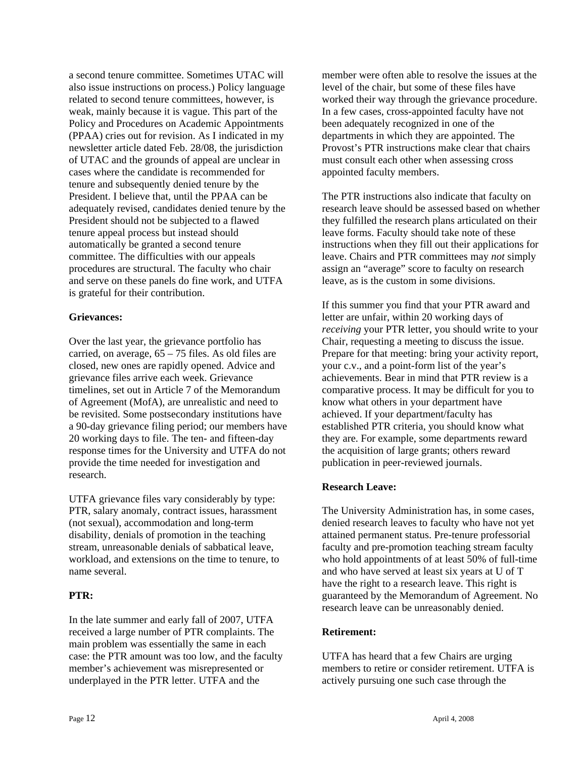a second tenure committee. Sometimes UTAC will also issue instructions on process.) Policy language related to second tenure committees, however, is weak, mainly because it is vague. This part of the Policy and Procedures on Academic Appointments (PPAA) cries out for revision. As I indicated in my newsletter article dated Feb. 28/08, the jurisdiction of UTAC and the grounds of appeal are unclear in cases where the candidate is recommended for tenure and subsequently denied tenure by the President. I believe that, until the PPAA can be adequately revised, candidates denied tenure by the President should not be subjected to a flawed tenure appeal process but instead should automatically be granted a second tenure committee. The difficulties with our appeals procedures are structural. The faculty who chair and serve on these panels do fine work, and UTFA is grateful for their contribution.

**Grievances:**

Over the last year, the grievance portfolio has carried, on average, 65 – 75 files. As old files are closed, new ones are rapidly opened. Advice and grievance files arrive each week. Grievance timelines, set out in Article 7 of the Memorandum of Agreement (MofA), are unrealistic and need to be revisited. Some postsecondary institutions have a 90-day grievance filing period; our members have 20 working days to file. The ten- and fifteen-day response times for the University and UTFA do not provide the time needed for investigation and research.

UTFA grievance files vary considerably by type: PTR, salary anomaly, contract issues, harassment (not sexual), accommodation and long-term disability, denials of promotion in the teaching stream, unreasonable denials of sabbatical leave, workload, and extensions on the time to tenure, to name several.

**PTR:**

In the late summer and early fall of 2007, UTFA received a large number of PTR complaints. The main problem was essentially the same in each case: the PTR amount was too low, and the faculty member's achievement was misrepresented or underplayed in the PTR letter. UTFA and the member were often able to resolve the issues at the level of the chair, but some of these files have worked their way through the grievance procedure. In a few cases, cross-appointed faculty have not been adequately recognized in one of the departments in which they are appointed. The Provost's PTR instructions make clear that chairs must consult each other when assessing cross appointed faculty members.

The PTR instructions also indicate that faculty on research leave should be assessed based on whether they fulfilled the research plans articulated on their leave forms. Faculty should take note of these instructions when they fill out their applications for leave. Chairs and PTR committees may *not* simply assign an "average" score to faculty on research leave, as is the custom in some divisions.

If this summer you find that your PTR award and letter are unfair, within 20 working days of *receiving* your PTR letter, you should write to your Chair, requesting a meeting to discuss the issue. Prepare for that meeting: bring your activity report, your c.v., and a point-form list of the year's achievements. Bear in mind that PTR review is a comparative process. It may be difficult for you to know what others in your department have achieved. If your department/faculty has established PTR criteria, you should know what they are. For example, some departments reward the acquisition of large grants; others reward publication in peer-reviewed journals.

**Research Leave:**

The University Administration has, in some cases, denied research leaves to faculty who have not yet attained permanent status. Pre-tenure professorial faculty and pre-promotion teaching stream faculty who hold appointments of at least 50% of full-time and who have served at least six years at U of T have the right to a research leave. This right is guaranteed by the Memorandum of Agreement. No research leave can be unreasonably denied.

**Retirement:**

UTFA has heard that a few Chairs are urging members to retire or consider retirement. UTFA is actively pursuing one such case through the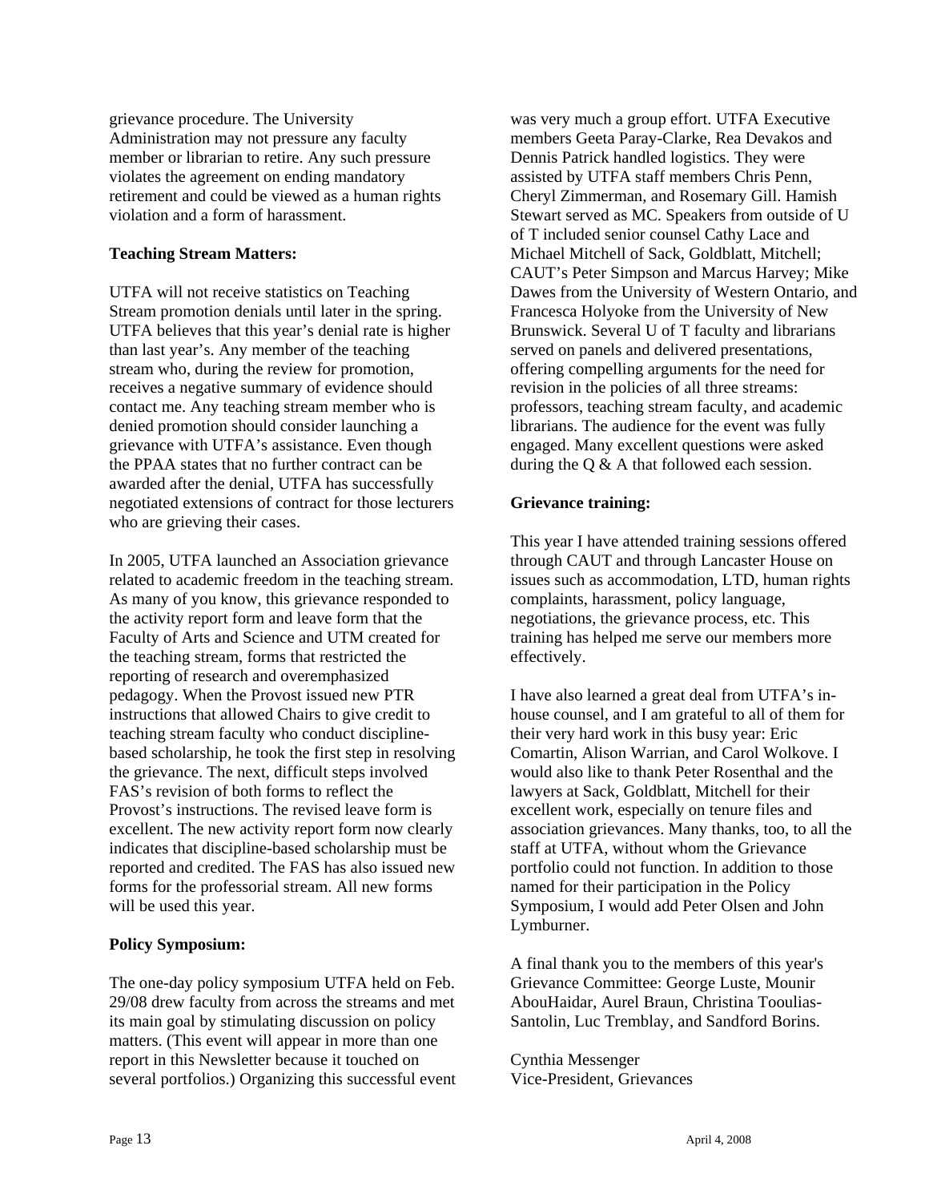grievance procedure. The University Administration may not pressure any faculty member or librarian to retire. Any such pressure violates the agreement on ending mandatory retirement and could be viewed as a human rights violation and a form of harassment.

**Teaching Stream Matters:**

UTFA will not receive statistics on Teaching Stream promotion denials until later in the spring. UTFA believes that this year's denial rate is higher than last year's. Any member of the teaching stream who, during the review for promotion, receives a negative summary of evidence should contact me. Any teaching stream member who is denied promotion should consider launching a grievance with UTFA's assistance. Even though the PPAA states that no further contract can be awarded after the denial, UTFA has successfully negotiated extensions of contract for those lecturers who are grieving their cases.

In 2005, UTFA launched an Association grievance related to academic freedom in the teaching stream. As many of you know, this grievance responded to the activity report form and leave form that the Faculty of Arts and Science and UTM created for the teaching stream, forms that restricted the reporting of research and overemphasized pedagogy. When the Provost issued new PTR instructions that allowed Chairs to give credit to teaching stream faculty who conduct discipline-based scholarship, he took the first step in resolving the grievance. The next, difficult steps involved FAS's revision of both forms to reflect the Provost's instructions. The revised leave form is excellent. The new activity report form now clearly indicates that discipline-based scholarship must be reported and credited. The FAS has also issued new forms for the professorial stream. All new forms will be used this year.

**Policy Symposium:**

The one-day policy symposium UTFA held on Feb. 29/08 drew faculty from across the streams and met its main goal by stimulating discussion on policy matters. (This event will appear in more than one report in this Newsletter because it touched on several portfolios.) Organizing this successful event was very much a group effort. UTFA Executive members Geeta Paray-Clarke, Rea Devakos and Dennis Patrick handled logistics. They were assisted by UTFA staff members Chris Penn, Cheryl Zimmerman, and Rosemary Gill. Hamish Stewart served as MC. Speakers from outside of U of T included senior counsel Cathy Lace and Michael Mitchell of Sack, Goldblatt, Mitchell; CAUT's Peter Simpson and Marcus Harvey; Mike Dawes from the University of Western Ontario, and Francesca Holyoke from the University of New Brunswick. Several U of T faculty and librarians served on panels and delivered presentations, offering compelling arguments for the need for revision in the policies of all three streams: professors, teaching stream faculty, and academic librarians. The audience for the event was fully engaged. Many excellent questions were asked during the Q & A that followed each session.

**Grievance training:**

This year I have attended training sessions offered through CAUT and through Lancaster House on issues such as accommodation, LTD, human rights complaints, harassment, policy language, negotiations, the grievance process, etc. This training has helped me serve our members more effectively.

I have also learned a great deal from UTFA's in-house counsel, and I am grateful to all of them for their very hard work in this busy year: Eric Comartin, Alison Warrian, and Carol Wolkove. I would also like to thank Peter Rosenthal and the lawyers at Sack, Goldblatt, Mitchell for their excellent work, especially on tenure files and association grievances. Many thanks, too, to all the staff at UTFA, without whom the Grievance portfolio could not function. In addition to those named for their participation in the Policy Symposium, I would add Peter Olsen and John Lymburner.

A final thank you to the members of this year's Grievance Committee: George Luste, Mounir AbouHaidar, Aurel Braun, Christina Tooulias-Santolin, Luc Tremblay, and Sandford Borins.

Cynthia Messenger
Vice-President, Grievances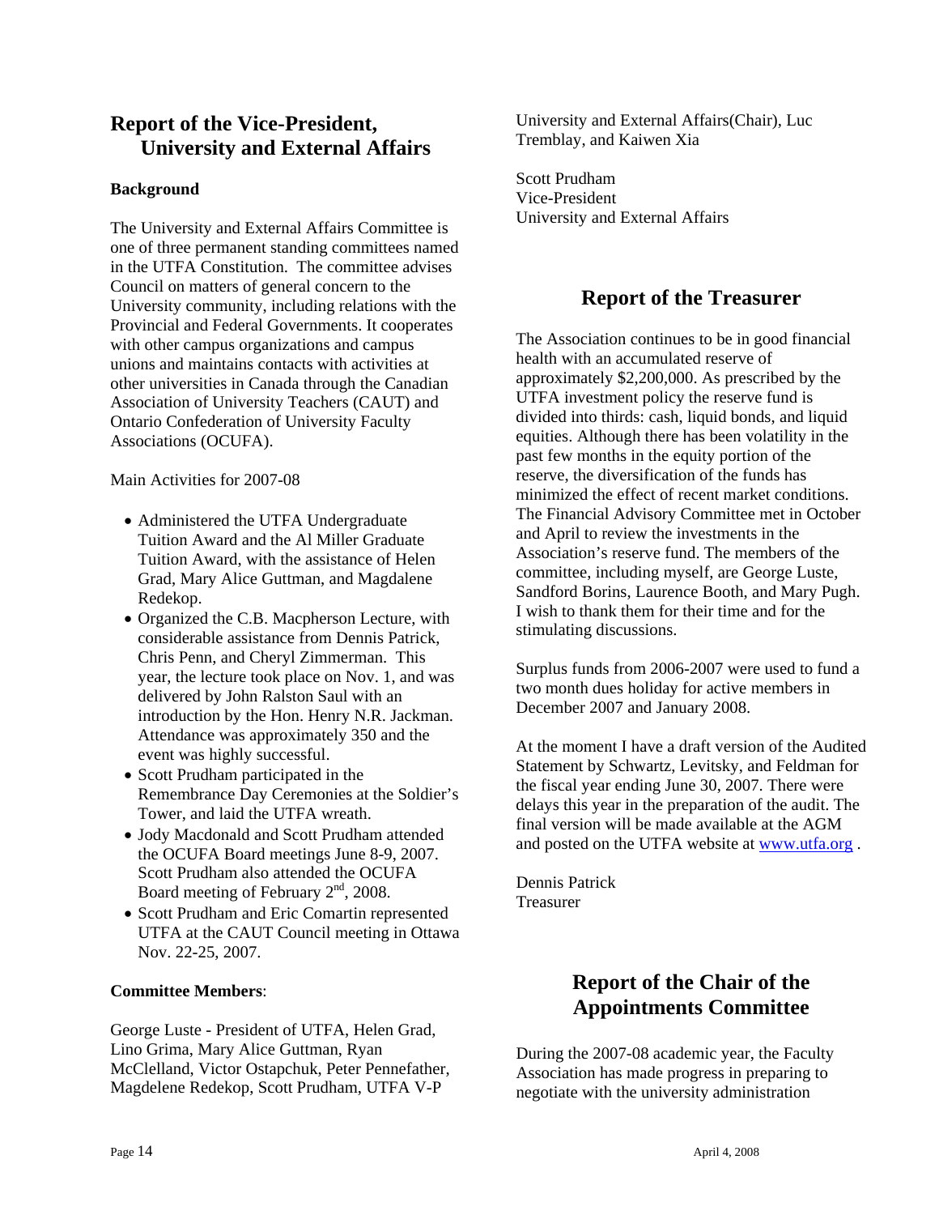## Report of the Vice-President, University and External Affairs

**Background**

The University and External Affairs Committee is one of three permanent standing committees named in the UTFA Constitution. The committee advises Council on matters of general concern to the University community, including relations with the Provincial and Federal Governments. It cooperates with other campus organizations and campus unions and maintains contacts with activities at other universities in Canada through the Canadian Association of University Teachers (CAUT) and Ontario Confederation of University Faculty Associations (OCUFA).

Main Activities for 2007-08

- Administered the UTFA Undergraduate Tuition Award and the Al Miller Graduate Tuition Award, with the assistance of Helen Grad, Mary Alice Guttman, and Magdalene Redekop.
- Organized the C.B. Macpherson Lecture, with considerable assistance from Dennis Patrick, Chris Penn, and Cheryl Zimmerman. This year, the lecture took place on Nov. 1, and was delivered by John Ralston Saul with an introduction by the Hon. Henry N.R. Jackman. Attendance was approximately 350 and the event was highly successful.
- Scott Prudham participated in the Remembrance Day Ceremonies at the Soldier's Tower, and laid the UTFA wreath.
- Jody Macdonald and Scott Prudham attended the OCUFA Board meetings June 8-9, 2007. Scott Prudham also attended the OCUFA Board meeting of February 2nd, 2008.
- Scott Prudham and Eric Comartin represented UTFA at the CAUT Council meeting in Ottawa Nov. 22-25, 2007.

**Committee Members**:

George Luste - President of UTFA, Helen Grad, Lino Grima, Mary Alice Guttman, Ryan McClelland, Victor Ostapchuk, Peter Pennefather, Magdelene Redekop, Scott Prudham, UTFA V-P University and External Affairs(Chair), Luc Tremblay, and Kaiwen Xia

Scott Prudham  
Vice-President  
University and External Affairs

## Report of the Treasurer

The Association continues to be in good financial health with an accumulated reserve of approximately $2,200,000. As prescribed by the UTFA investment policy the reserve fund is divided into thirds: cash, liquid bonds, and liquid equities. Although there has been volatility in the past few months in the equity portion of the reserve, the diversification of the funds has minimized the effect of recent market conditions. The Financial Advisory Committee met in October and April to review the investments in the Association's reserve fund. The members of the committee, including myself, are George Luste, Sandford Borins, Laurence Booth, and Mary Pugh. I wish to thank them for their time and for the stimulating discussions.

Surplus funds from 2006-2007 were used to fund a two month dues holiday for active members in December 2007 and January 2008.

At the moment I have a draft version of the Audited Statement by Schwartz, Levitsky, and Feldman for the fiscal year ending June 30, 2007. There were delays this year in the preparation of the audit. The final version will be made available at the AGM and posted on the UTFA website at www.utfa.org .

Dennis Patrick  
Treasurer

## Report of the Chair of the Appointments Committee

During the 2007-08 academic year, the Faculty Association has made progress in preparing to negotiate with the university administration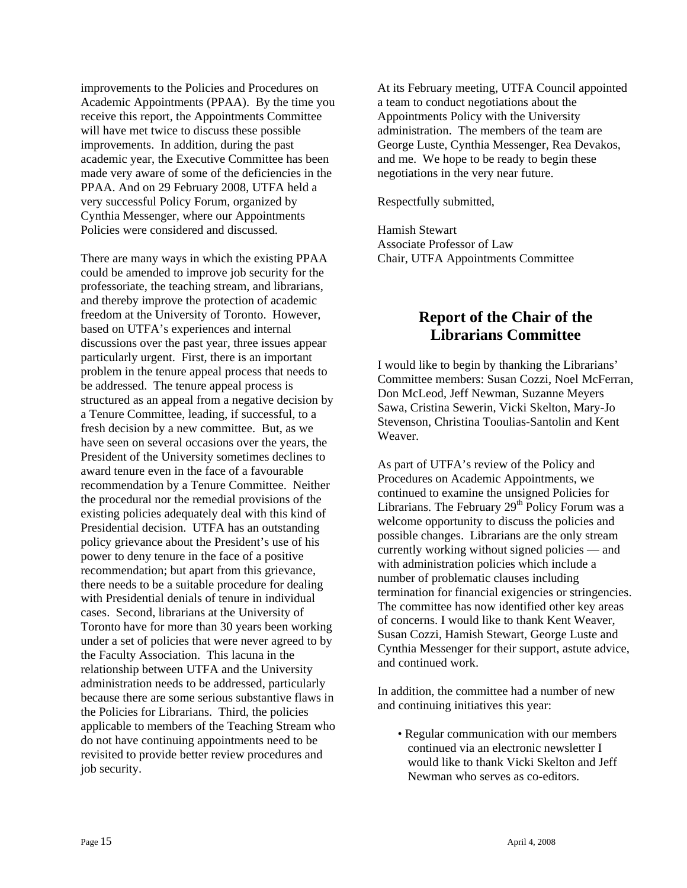improvements to the Policies and Procedures on Academic Appointments (PPAA). By the time you receive this report, the Appointments Committee will have met twice to discuss these possible improvements. In addition, during the past academic year, the Executive Committee has been made very aware of some of the deficiencies in the PPAA. And on 29 February 2008, UTFA held a very successful Policy Forum, organized by Cynthia Messenger, where our Appointments Policies were considered and discussed.

There are many ways in which the existing PPAA could be amended to improve job security for the professoriate, the teaching stream, and librarians, and thereby improve the protection of academic freedom at the University of Toronto. However, based on UTFA's experiences and internal discussions over the past year, three issues appear particularly urgent. First, there is an important problem in the tenure appeal process that needs to be addressed. The tenure appeal process is structured as an appeal from a negative decision by a Tenure Committee, leading, if successful, to a fresh decision by a new committee. But, as we have seen on several occasions over the years, the President of the University sometimes declines to award tenure even in the face of a favourable recommendation by a Tenure Committee. Neither the procedural nor the remedial provisions of the existing policies adequately deal with this kind of Presidential decision. UTFA has an outstanding policy grievance about the President's use of his power to deny tenure in the face of a positive recommendation; but apart from this grievance, there needs to be a suitable procedure for dealing with Presidential denials of tenure in individual cases. Second, librarians at the University of Toronto have for more than 30 years been working under a set of policies that were never agreed to by the Faculty Association. This lacuna in the relationship between UTFA and the University administration needs to be addressed, particularly because there are some serious substantive flaws in the Policies for Librarians. Third, the policies applicable to members of the Teaching Stream who do not have continuing appointments need to be revisited to provide better review procedures and job security.

At its February meeting, UTFA Council appointed a team to conduct negotiations about the Appointments Policy with the University administration. The members of the team are George Luste, Cynthia Messenger, Rea Devakos, and me. We hope to be ready to begin these negotiations in the very near future.

Respectfully submitted,

Hamish Stewart
Associate Professor of Law
Chair, UTFA Appointments Committee

## Report of the Chair of the Librarians Committee

I would like to begin by thanking the Librarians' Committee members: Susan Cozzi, Noel McFerran, Don McLeod, Jeff Newman, Suzanne Meyers Sawa, Cristina Sewerin, Vicki Skelton, Mary-Jo Stevenson, Christina Tooulias-Santolin and Kent Weaver.

As part of UTFA's review of the Policy and Procedures on Academic Appointments, we continued to examine the unsigned Policies for Librarians. The February 29th Policy Forum was a welcome opportunity to discuss the policies and possible changes. Librarians are the only stream currently working without signed policies — and with administration policies which include a number of problematic clauses including termination for financial exigencies or stringencies. The committee has now identified other key areas of concerns. I would like to thank Kent Weaver, Susan Cozzi, Hamish Stewart, George Luste and Cynthia Messenger for their support, astute advice, and continued work.

In addition, the committee had a number of new and continuing initiatives this year:

- Regular communication with our members continued via an electronic newsletter I would like to thank Vicki Skelton and Jeff Newman who serves as co-editors.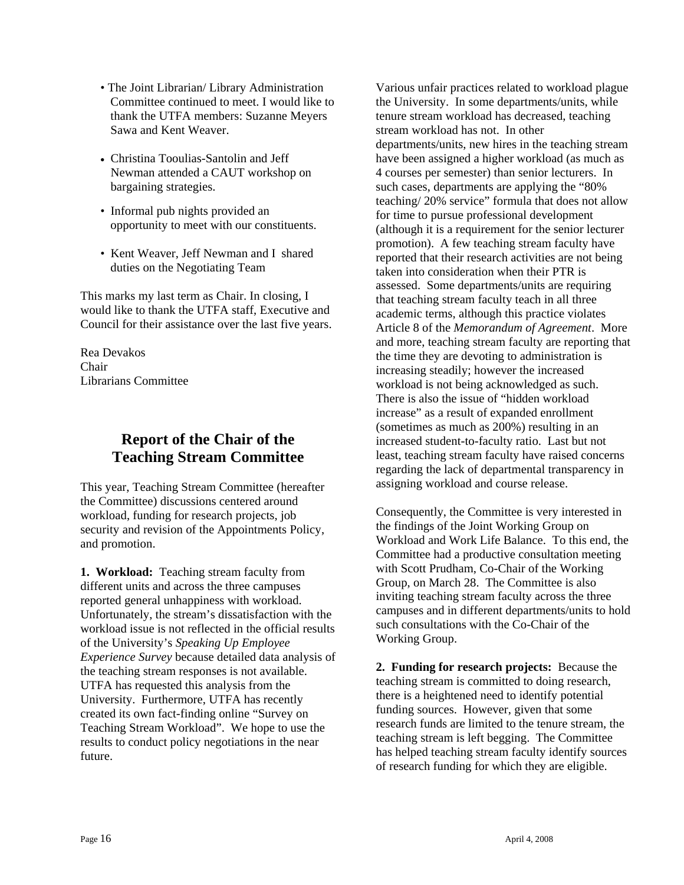- The Joint Librarian/ Library Administration Committee continued to meet. I would like to thank the UTFA members: Suzanne Meyers Sawa and Kent Weaver.
- Christina Tooulias-Santolin and Jeff Newman attended a CAUT workshop on bargaining strategies.
- Informal pub nights provided an opportunity to meet with our constituents.
- Kent Weaver, Jeff Newman and I shared duties on the Negotiating Team

This marks my last term as Chair. In closing, I would like to thank the UTFA staff, Executive and Council for their assistance over the last five years.

Rea Devakos
Chair
Librarians Committee

## Report of the Chair of the Teaching Stream Committee

This year, Teaching Stream Committee (hereafter the Committee) discussions centered around workload, funding for research projects, job security and revision of the Appointments Policy, and promotion.

**1. Workload:** Teaching stream faculty from different units and across the three campuses reported general unhappiness with workload. Unfortunately, the stream's dissatisfaction with the workload issue is not reflected in the official results of the University's *Speaking Up Employee Experience Survey* because detailed data analysis of the teaching stream responses is not available. UTFA has requested this analysis from the University. Furthermore, UTFA has recently created its own fact-finding online "Survey on Teaching Stream Workload". We hope to use the results to conduct policy negotiations in the near future.

Various unfair practices related to workload plague the University. In some departments/units, while tenure stream workload has decreased, teaching stream workload has not. In other departments/units, new hires in the teaching stream have been assigned a higher workload (as much as 4 courses per semester) than senior lecturers. In such cases, departments are applying the "80% teaching/ 20% service" formula that does not allow for time to pursue professional development (although it is a requirement for the senior lecturer promotion). A few teaching stream faculty have reported that their research activities are not being taken into consideration when their PTR is assessed. Some departments/units are requiring that teaching stream faculty teach in all three academic terms, although this practice violates Article 8 of the *Memorandum of Agreement*. More and more, teaching stream faculty are reporting that the time they are devoting to administration is increasing steadily; however the increased workload is not being acknowledged as such. There is also the issue of "hidden workload increase" as a result of expanded enrollment (sometimes as much as 200%) resulting in an increased student-to-faculty ratio. Last but not least, teaching stream faculty have raised concerns regarding the lack of departmental transparency in assigning workload and course release.

Consequently, the Committee is very interested in the findings of the Joint Working Group on Workload and Work Life Balance. To this end, the Committee had a productive consultation meeting with Scott Prudham, Co-Chair of the Working Group, on March 28. The Committee is also inviting teaching stream faculty across the three campuses and in different departments/units to hold such consultations with the Co-Chair of the Working Group.

**2. Funding for research projects:** Because the teaching stream is committed to doing research, there is a heightened need to identify potential funding sources. However, given that some research funds are limited to the tenure stream, the teaching stream is left begging. The Committee has helped teaching stream faculty identify sources of research funding for which they are eligible.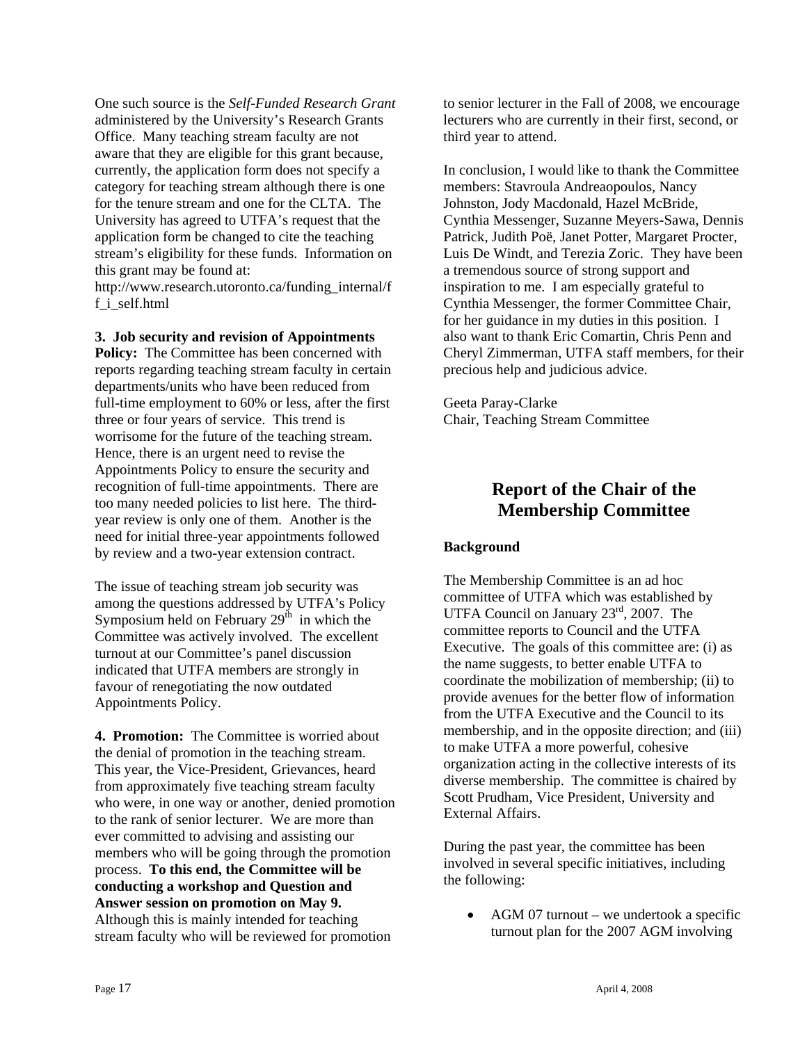One such source is the *Self-Funded Research Grant* administered by the University's Research Grants Office. Many teaching stream faculty are not aware that they are eligible for this grant because, currently, the application form does not specify a category for teaching stream although there is one for the tenure stream and one for the CLTA. The University has agreed to UTFA's request that the application form be changed to cite the teaching stream's eligibility for these funds. Information on this grant may be found at: http://www.research.utoronto.ca/funding_internal/ff_i_self.html

**3. Job security and revision of Appointments Policy:** The Committee has been concerned with reports regarding teaching stream faculty in certain departments/units who have been reduced from full-time employment to 60% or less, after the first three or four years of service. This trend is worrisome for the future of the teaching stream. Hence, there is an urgent need to revise the Appointments Policy to ensure the security and recognition of full-time appointments. There are too many needed policies to list here. The third-year review is only one of them. Another is the need for initial three-year appointments followed by review and a two-year extension contract.

The issue of teaching stream job security was among the questions addressed by UTFA's Policy Symposium held on February 29th in which the Committee was actively involved. The excellent turnout at our Committee's panel discussion indicated that UTFA members are strongly in favour of renegotiating the now outdated Appointments Policy.

**4. Promotion:** The Committee is worried about the denial of promotion in the teaching stream. This year, the Vice-President, Grievances, heard from approximately five teaching stream faculty who were, in one way or another, denied promotion to the rank of senior lecturer. We are more than ever committed to advising and assisting our members who will be going through the promotion process. **To this end, the Committee will be conducting a workshop and Question and Answer session on promotion on May 9.** Although this is mainly intended for teaching stream faculty who will be reviewed for promotion to senior lecturer in the Fall of 2008, we encourage lecturers who are currently in their first, second, or third year to attend.

In conclusion, I would like to thank the Committee members: Stavroula Andreaopoulos, Nancy Johnston, Jody Macdonald, Hazel McBride, Cynthia Messenger, Suzanne Meyers-Sawa, Dennis Patrick, Judith Poë, Janet Potter, Margaret Procter, Luis De Windt, and Terezia Zoric. They have been a tremendous source of strong support and inspiration to me. I am especially grateful to Cynthia Messenger, the former Committee Chair, for her guidance in my duties in this position. I also want to thank Eric Comartin, Chris Penn and Cheryl Zimmerman, UTFA staff members, for their precious help and judicious advice.

Geeta Paray-Clarke
Chair, Teaching Stream Committee

## Report of the Chair of the Membership Committee

**Background**

The Membership Committee is an ad hoc committee of UTFA which was established by UTFA Council on January 23rd, 2007. The committee reports to Council and the UTFA Executive. The goals of this committee are: (i) as the name suggests, to better enable UTFA to coordinate the mobilization of membership; (ii) to provide avenues for the better flow of information from the UTFA Executive and the Council to its membership, and in the opposite direction; and (iii) to make UTFA a more powerful, cohesive organization acting in the collective interests of its diverse membership. The committee is chaired by Scott Prudham, Vice President, University and External Affairs.

During the past year, the committee has been involved in several specific initiatives, including the following:

- AGM 07 turnout – we undertook a specific turnout plan for the 2007 AGM involving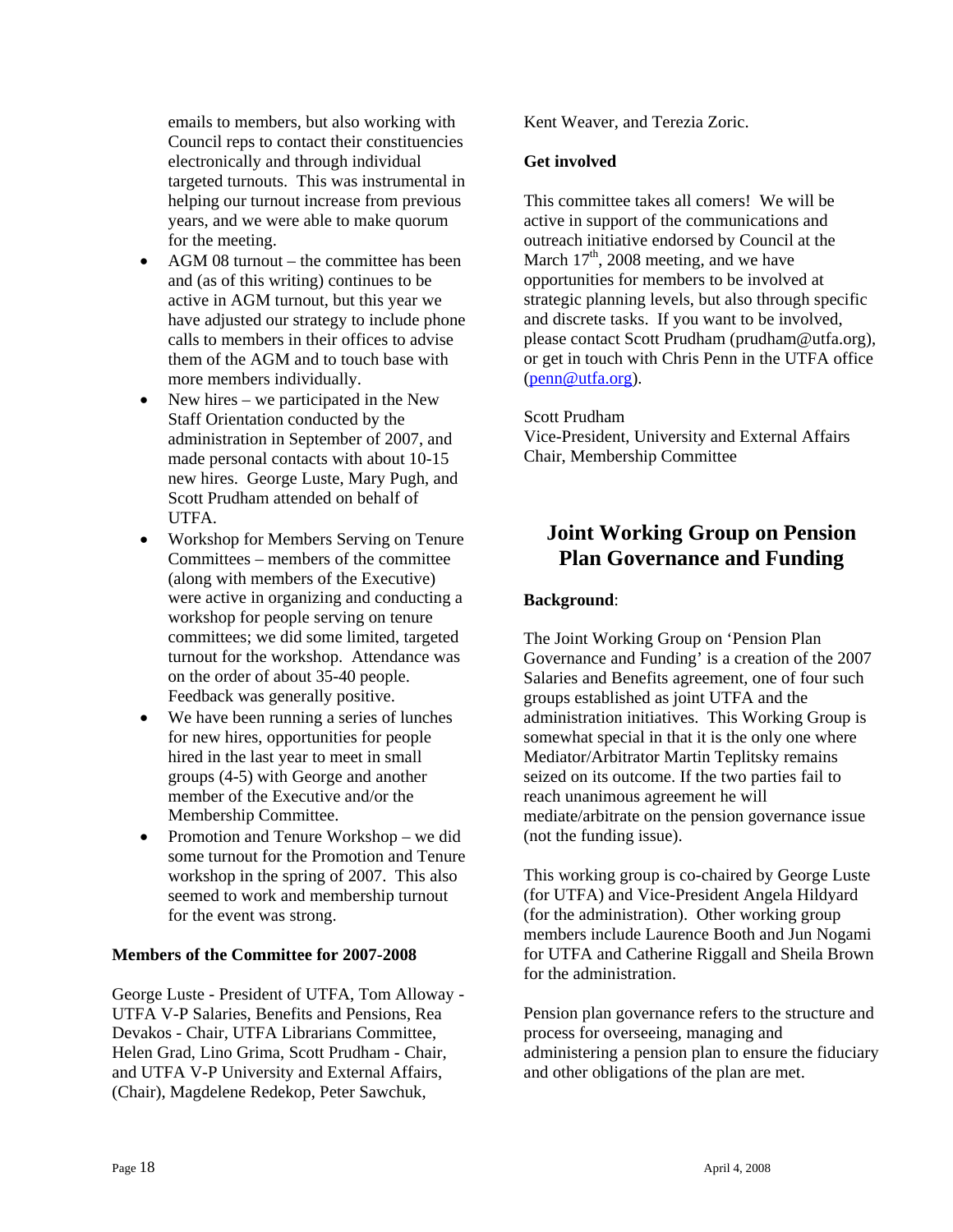emails to members, but also working with Council reps to contact their constituencies electronically and through individual targeted turnouts. This was instrumental in helping our turnout increase from previous years, and we were able to make quorum for the meeting.

- AGM 08 turnout – the committee has been and (as of this writing) continues to be active in AGM turnout, but this year we have adjusted our strategy to include phone calls to members in their offices to advise them of the AGM and to touch base with more members individually.
- New hires – we participated in the New Staff Orientation conducted by the administration in September of 2007, and made personal contacts with about 10-15 new hires. George Luste, Mary Pugh, and Scott Prudham attended on behalf of UTFA.
- Workshop for Members Serving on Tenure Committees – members of the committee (along with members of the Executive) were active in organizing and conducting a workshop for people serving on tenure committees; we did some limited, targeted turnout for the workshop. Attendance was on the order of about 35-40 people. Feedback was generally positive.
- We have been running a series of lunches for new hires, opportunities for people hired in the last year to meet in small groups (4-5) with George and another member of the Executive and/or the Membership Committee.
- Promotion and Tenure Workshop – we did some turnout for the Promotion and Tenure workshop in the spring of 2007. This also seemed to work and membership turnout for the event was strong.

**Members of the Committee for 2007-2008**

George Luste - President of UTFA, Tom Alloway - UTFA V-P Salaries, Benefits and Pensions, Rea Devakos - Chair, UTFA Librarians Committee, Helen Grad, Lino Grima, Scott Prudham - Chair, and UTFA V-P University and External Affairs, (Chair), Magdelene Redekop, Peter Sawchuk, Kent Weaver, and Terezia Zoric.

**Get involved**

This committee takes all comers! We will be active in support of the communications and outreach initiative endorsed by Council at the March 17th, 2008 meeting, and we have opportunities for members to be involved at strategic planning levels, but also through specific and discrete tasks. If you want to be involved, please contact Scott Prudham (prudham@utfa.org), or get in touch with Chris Penn in the UTFA office (penn@utfa.org).

Scott Prudham
Vice-President, University and External Affairs
Chair, Membership Committee

## Joint Working Group on Pension Plan Governance and Funding

**Background**:

The Joint Working Group on 'Pension Plan Governance and Funding' is a creation of the 2007 Salaries and Benefits agreement, one of four such groups established as joint UTFA and the administration initiatives. This Working Group is somewhat special in that it is the only one where Mediator/Arbitrator Martin Teplitsky remains seized on its outcome. If the two parties fail to reach unanimous agreement he will mediate/arbitrate on the pension governance issue (not the funding issue).

This working group is co-chaired by George Luste (for UTFA) and Vice-President Angela Hildyard (for the administration). Other working group members include Laurence Booth and Jun Nogami for UTFA and Catherine Riggall and Sheila Brown for the administration.

Pension plan governance refers to the structure and process for overseeing, managing and administering a pension plan to ensure the fiduciary and other obligations of the plan are met.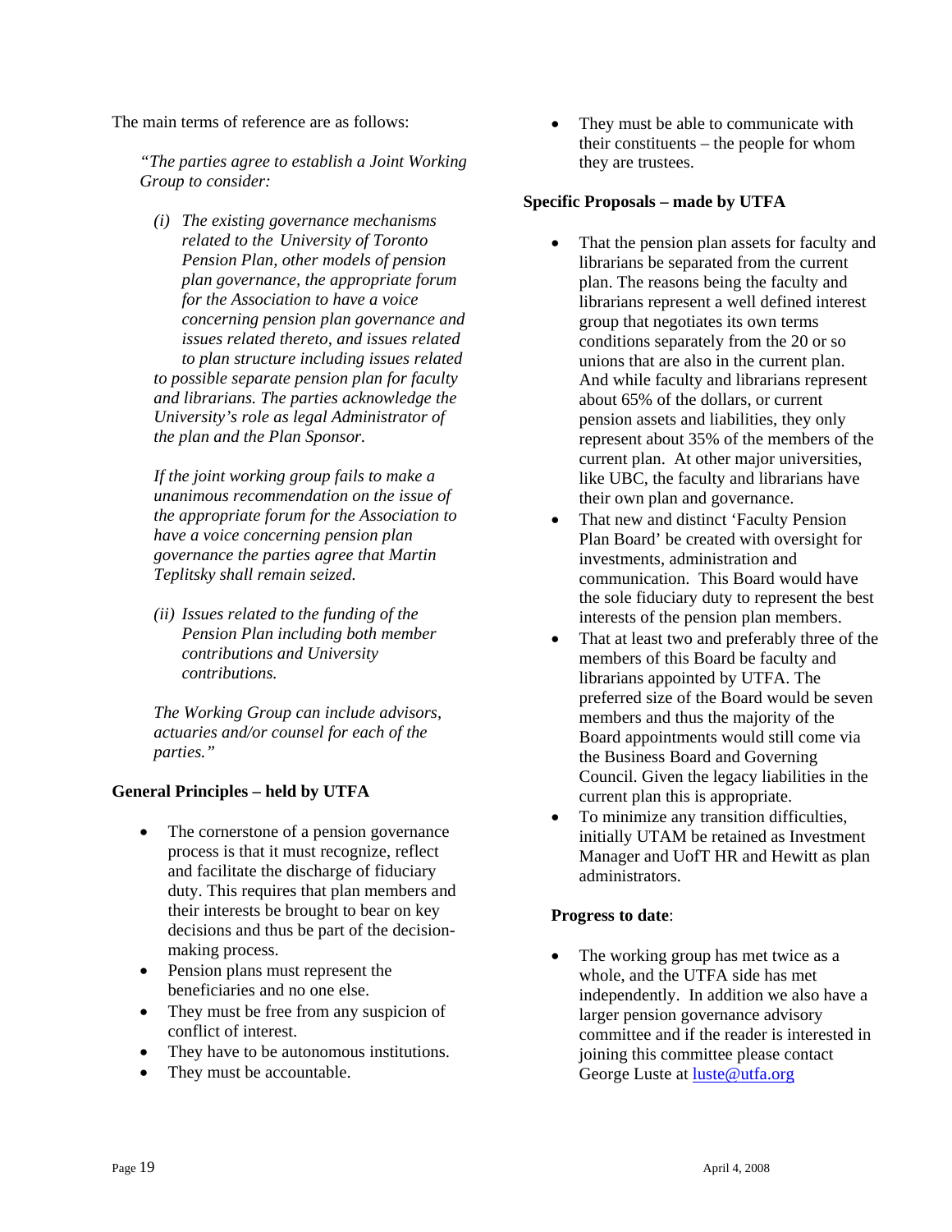The main terms of reference are as follows:

*"The parties agree to establish a Joint Working Group to consider:*

*(i) The existing governance mechanisms related to the University of Toronto Pension Plan, other models of pension plan governance, the appropriate forum for the Association to have a voice concerning pension plan governance and issues related thereto, and issues related to plan structure including issues related to possible separate pension plan for faculty and librarians. The parties acknowledge the University's role as legal Administrator of the plan and the Plan Sponsor.*

*If the joint working group fails to make a unanimous recommendation on the issue of the appropriate forum for the Association to have a voice concerning pension plan governance the parties agree that Martin Teplitsky shall remain seized.*

*(ii) Issues related to the funding of the Pension Plan including both member contributions and University contributions.*

*The Working Group can include advisors, actuaries and/or counsel for each of the parties."*

**General Principles – held by UTFA**

- The cornerstone of a pension governance process is that it must recognize, reflect and facilitate the discharge of fiduciary duty. This requires that plan members and their interests be brought to bear on key decisions and thus be part of the decision-making process.
- Pension plans must represent the beneficiaries and no one else.
- They must be free from any suspicion of conflict of interest.
- They have to be autonomous institutions.
- They must be accountable.
- They must be able to communicate with their constituents – the people for whom they are trustees.

**Specific Proposals – made by UTFA**

- That the pension plan assets for faculty and librarians be separated from the current plan. The reasons being the faculty and librarians represent a well defined interest group that negotiates its own terms conditions separately from the 20 or so unions that are also in the current plan. And while faculty and librarians represent about 65% of the dollars, or current pension assets and liabilities, they only represent about 35% of the members of the current plan. At other major universities, like UBC, the faculty and librarians have their own plan and governance.
- That new and distinct 'Faculty Pension Plan Board' be created with oversight for investments, administration and communication. This Board would have the sole fiduciary duty to represent the best interests of the pension plan members.
- That at least two and preferably three of the members of this Board be faculty and librarians appointed by UTFA. The preferred size of the Board would be seven members and thus the majority of the Board appointments would still come via the Business Board and Governing Council. Given the legacy liabilities in the current plan this is appropriate.
- To minimize any transition difficulties, initially UTAM be retained as Investment Manager and UofT HR and Hewitt as plan administrators.

**Progress to date**:

- The working group has met twice as a whole, and the UTFA side has met independently. In addition we also have a larger pension governance advisory committee and if the reader is interested in joining this committee please contact George Luste at luste@utfa.org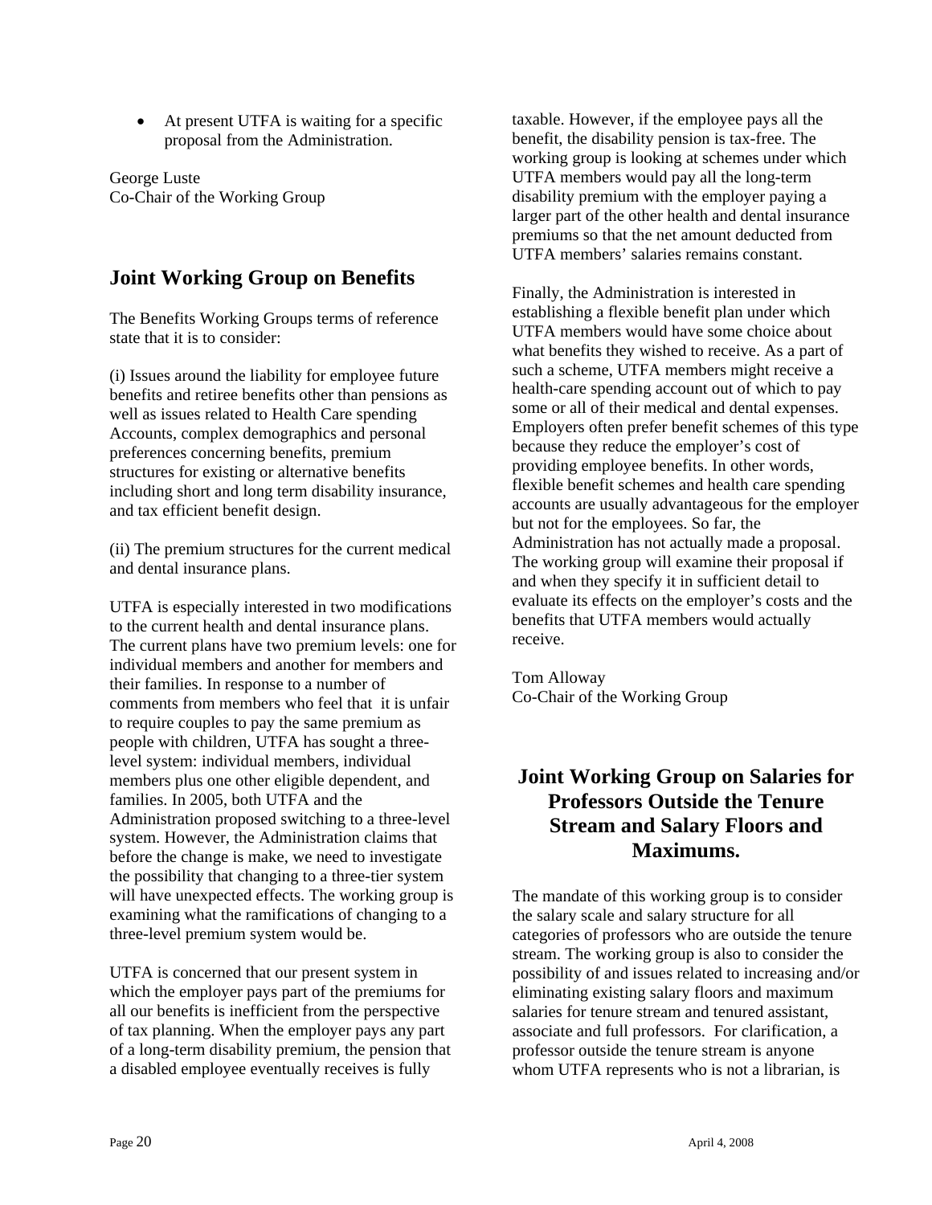- At present UTFA is waiting for a specific proposal from the Administration.

George Luste
Co-Chair of the Working Group

## Joint Working Group on Benefits

The Benefits Working Groups terms of reference state that it is to consider:

(i) Issues around the liability for employee future benefits and retiree benefits other than pensions as well as issues related to Health Care spending Accounts, complex demographics and personal preferences concerning benefits, premium structures for existing or alternative benefits including short and long term disability insurance, and tax efficient benefit design.

(ii) The premium structures for the current medical and dental insurance plans.

UTFA is especially interested in two modifications to the current health and dental insurance plans. The current plans have two premium levels: one for individual members and another for members and their families. In response to a number of comments from members who feel that it is unfair to require couples to pay the same premium as people with children, UTFA has sought a three-level system: individual members, individual members plus one other eligible dependent, and families. In 2005, both UTFA and the Administration proposed switching to a three-level system. However, the Administration claims that before the change is make, we need to investigate the possibility that changing to a three-tier system will have unexpected effects. The working group is examining what the ramifications of changing to a three-level premium system would be.

UTFA is concerned that our present system in which the employer pays part of the premiums for all our benefits is inefficient from the perspective of tax planning. When the employer pays any part of a long-term disability premium, the pension that a disabled employee eventually receives is fully taxable. However, if the employee pays all the benefit, the disability pension is tax-free. The working group is looking at schemes under which UTFA members would pay all the long-term disability premium with the employer paying a larger part of the other health and dental insurance premiums so that the net amount deducted from UTFA members' salaries remains constant.

Finally, the Administration is interested in establishing a flexible benefit plan under which UTFA members would have some choice about what benefits they wished to receive. As a part of such a scheme, UTFA members might receive a health-care spending account out of which to pay some or all of their medical and dental expenses. Employers often prefer benefit schemes of this type because they reduce the employer's cost of providing employee benefits. In other words, flexible benefit schemes and health care spending accounts are usually advantageous for the employer but not for the employees. So far, the Administration has not actually made a proposal. The working group will examine their proposal if and when they specify it in sufficient detail to evaluate its effects on the employer's costs and the benefits that UTFA members would actually receive.

Tom Alloway
Co-Chair of the Working Group

## Joint Working Group on Salaries for Professors Outside the Tenure Stream and Salary Floors and Maximums.

The mandate of this working group is to consider the salary scale and salary structure for all categories of professors who are outside the tenure stream. The working group is also to consider the possibility of and issues related to increasing and/or eliminating existing salary floors and maximum salaries for tenure stream and tenured assistant, associate and full professors. For clarification, a professor outside the tenure stream is anyone whom UTFA represents who is not a librarian, is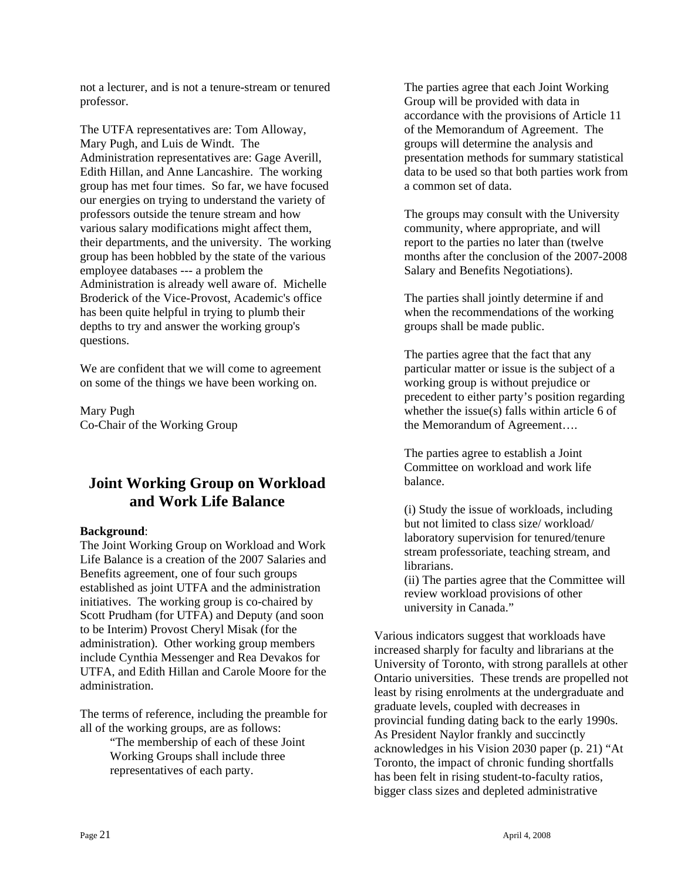not a lecturer, and is not a tenure-stream or tenured professor.

The UTFA representatives are: Tom Alloway, Mary Pugh, and Luis de Windt. The Administration representatives are: Gage Averill, Edith Hillan, and Anne Lancashire. The working group has met four times. So far, we have focused our energies on trying to understand the variety of professors outside the tenure stream and how various salary modifications might affect them, their departments, and the university. The working group has been hobbled by the state of the various employee databases --- a problem the Administration is already well aware of. Michelle Broderick of the Vice-Provost, Academic's office has been quite helpful in trying to plumb their depths to try and answer the working group's questions.

We are confident that we will come to agreement on some of the things we have been working on.

Mary Pugh
Co-Chair of the Working Group

## Joint Working Group on Workload and Work Life Balance

**Background**:
The Joint Working Group on Workload and Work Life Balance is a creation of the 2007 Salaries and Benefits agreement, one of four such groups established as joint UTFA and the administration initiatives. The working group is co-chaired by Scott Prudham (for UTFA) and Deputy (and soon to be Interim) Provost Cheryl Misak (for the administration). Other working group members include Cynthia Messenger and Rea Devakos for UTFA, and Edith Hillan and Carole Moore for the administration.

The terms of reference, including the preamble for all of the working groups, are as follows:

> "The membership of each of these Joint Working Groups shall include three representatives of each party.
>
> The parties agree that each Joint Working Group will be provided with data in accordance with the provisions of Article 11 of the Memorandum of Agreement. The groups will determine the analysis and presentation methods for summary statistical data to be used so that both parties work from a common set of data.
>
> The groups may consult with the University community, where appropriate, and will report to the parties no later than (twelve months after the conclusion of the 2007-2008 Salary and Benefits Negotiations).
>
> The parties shall jointly determine if and when the recommendations of the working groups shall be made public.
>
> The parties agree that the fact that any particular matter or issue is the subject of a working group is without prejudice or precedent to either party's position regarding whether the issue(s) falls within article 6 of the Memorandum of Agreement….
>
> The parties agree to establish a Joint Committee on workload and work life balance.
>
> (i) Study the issue of workloads, including but not limited to class size/ workload/ laboratory supervision for tenured/tenure stream professoriate, teaching stream, and librarians.
> (ii) The parties agree that the Committee will review workload provisions of other university in Canada."

Various indicators suggest that workloads have increased sharply for faculty and librarians at the University of Toronto, with strong parallels at other Ontario universities. These trends are propelled not least by rising enrolments at the undergraduate and graduate levels, coupled with decreases in provincial funding dating back to the early 1990s. As President Naylor frankly and succinctly acknowledges in his Vision 2030 paper (p. 21) "At Toronto, the impact of chronic funding shortfalls has been felt in rising student-to-faculty ratios, bigger class sizes and depleted administrative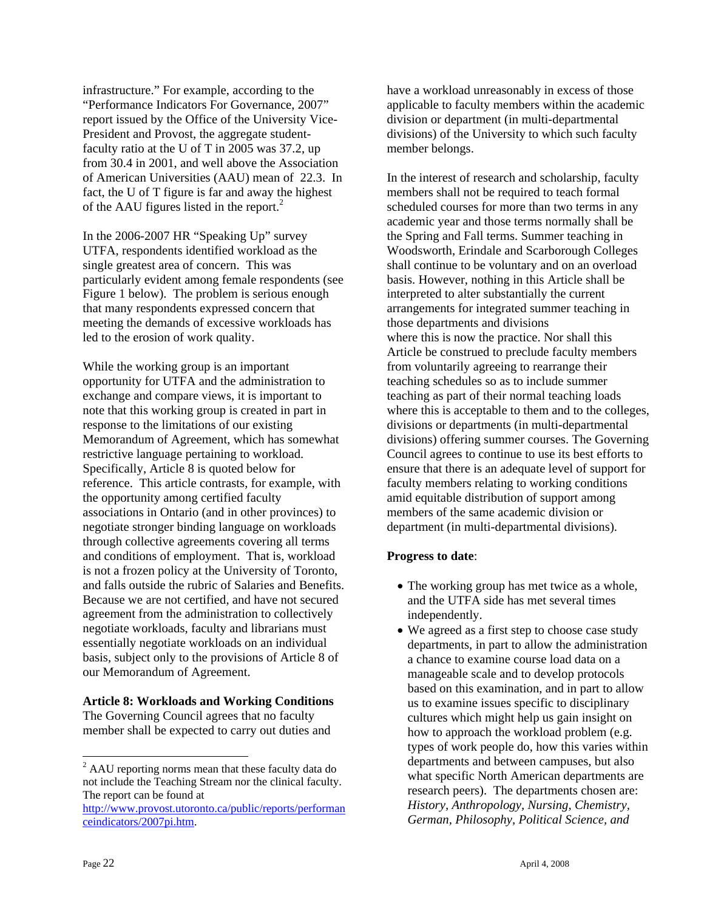infrastructure." For example, according to the "Performance Indicators For Governance, 2007" report issued by the Office of the University Vice-President and Provost, the aggregate student-faculty ratio at the U of T in 2005 was 37.2, up from 30.4 in 2001, and well above the Association of American Universities (AAU) mean of 22.3. In fact, the U of T figure is far and away the highest of the AAU figures listed in the report.[2]

In the 2006-2007 HR "Speaking Up" survey UTFA, respondents identified workload as the single greatest area of concern. This was particularly evident among female respondents (see Figure 1 below). The problem is serious enough that many respondents expressed concern that meeting the demands of excessive workloads has led to the erosion of work quality.

While the working group is an important opportunity for UTFA and the administration to exchange and compare views, it is important to note that this working group is created in part in response to the limitations of our existing Memorandum of Agreement, which has somewhat restrictive language pertaining to workload. Specifically, Article 8 is quoted below for reference. This article contrasts, for example, with the opportunity among certified faculty associations in Ontario (and in other provinces) to negotiate stronger binding language on workloads through collective agreements covering all terms and conditions of employment. That is, workload is not a frozen policy at the University of Toronto, and falls outside the rubric of Salaries and Benefits. Because we are not certified, and have not secured agreement from the administration to collectively negotiate workloads, faculty and librarians must essentially negotiate workloads on an individual basis, subject only to the provisions of Article 8 of our Memorandum of Agreement.

**Article 8: Workloads and Working Conditions**
The Governing Council agrees that no faculty member shall be expected to carry out duties and have a workload unreasonably in excess of those applicable to faculty members within the academic division or department (in multi-departmental divisions) of the University to which such faculty member belongs.

In the interest of research and scholarship, faculty members shall not be required to teach formal scheduled courses for more than two terms in any academic year and those terms normally shall be the Spring and Fall terms. Summer teaching in Woodsworth, Erindale and Scarborough Colleges shall continue to be voluntary and on an overload basis. However, nothing in this Article shall be interpreted to alter substantially the current arrangements for integrated summer teaching in those departments and divisions where this is now the practice. Nor shall this Article be construed to preclude faculty members from voluntarily agreeing to rearrange their teaching schedules so as to include summer teaching as part of their normal teaching loads where this is acceptable to them and to the colleges, divisions or departments (in multi-departmental divisions) offering summer courses. The Governing Council agrees to continue to use its best efforts to ensure that there is an adequate level of support for faculty members relating to working conditions amid equitable distribution of support among members of the same academic division or department (in multi-departmental divisions).

**Progress to date**:

- The working group has met twice as a whole, and the UTFA side has met several times independently.
- We agreed as a first step to choose case study departments, in part to allow the administration a chance to examine course load data on a manageable scale and to develop protocols based on this examination, and in part to allow us to examine issues specific to disciplinary cultures which might help us gain insight on how to approach the workload problem (e.g. types of work people do, how this varies within departments and between campuses, but also what specific North American departments are research peers). The departments chosen are: *History, Anthropology, Nursing, Chemistry, German, Philosophy, Political Science, and*

[2] AAU reporting norms mean that these faculty data do not include the Teaching Stream nor the clinical faculty. The report can be found at http://www.provost.utoronto.ca/public/reports/performanceindicators/2007pi.htm.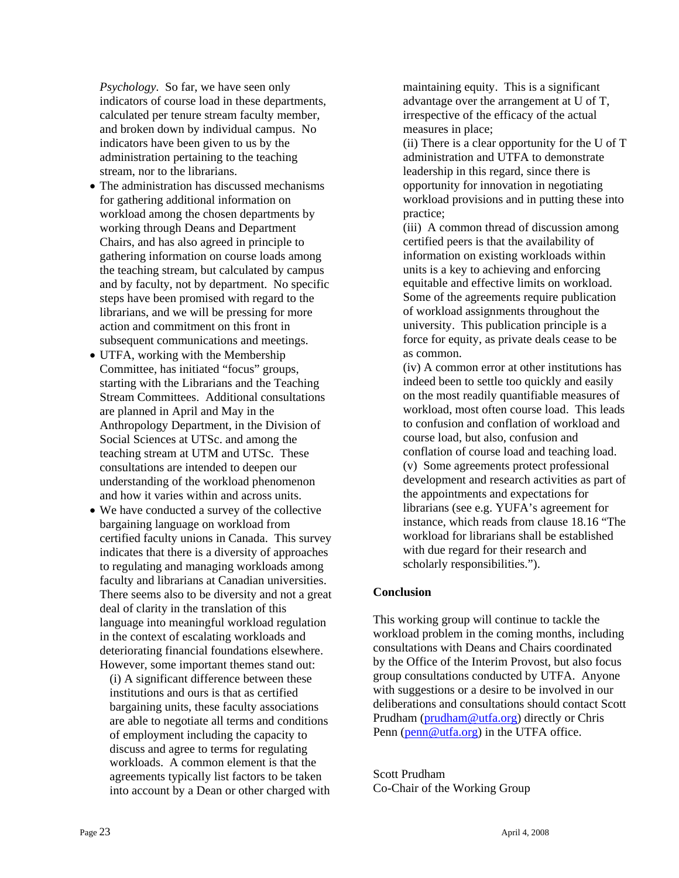*Psychology*. So far, we have seen only indicators of course load in these departments, calculated per tenure stream faculty member, and broken down by individual campus. No indicators have been given to us by the administration pertaining to the teaching stream, nor to the librarians.

- The administration has discussed mechanisms for gathering additional information on workload among the chosen departments by working through Deans and Department Chairs, and has also agreed in principle to gathering information on course loads among the teaching stream, but calculated by campus and by faculty, not by department. No specific steps have been promised with regard to the librarians, and we will be pressing for more action and commitment on this front in subsequent communications and meetings.
- UTFA, working with the Membership Committee, has initiated "focus" groups, starting with the Librarians and the Teaching Stream Committees. Additional consultations are planned in April and May in the Anthropology Department, in the Division of Social Sciences at UTSc. and among the teaching stream at UTM and UTSc. These consultations are intended to deepen our understanding of the workload phenomenon and how it varies within and across units.
- We have conducted a survey of the collective bargaining language on workload from certified faculty unions in Canada. This survey indicates that there is a diversity of approaches to regulating and managing workloads among faculty and librarians at Canadian universities. There seems also to be diversity and not a great deal of clarity in the translation of this language into meaningful workload regulation in the context of escalating workloads and deteriorating financial foundations elsewhere. However, some important themes stand out:

  (i) A significant difference between these institutions and ours is that as certified bargaining units, these faculty associations are able to negotiate all terms and conditions of employment including the capacity to discuss and agree to terms for regulating workloads. A common element is that the agreements typically list factors to be taken into account by a Dean or other charged with maintaining equity. This is a significant advantage over the arrangement at U of T, irrespective of the efficacy of the actual measures in place;

  (ii) There is a clear opportunity for the U of T administration and UTFA to demonstrate leadership in this regard, since there is opportunity for innovation in negotiating workload provisions and in putting these into practice;

  (iii) A common thread of discussion among certified peers is that the availability of information on existing workloads within units is a key to achieving and enforcing equitable and effective limits on workload. Some of the agreements require publication of workload assignments throughout the university. This publication principle is a force for equity, as private deals cease to be as common.

  (iv) A common error at other institutions has indeed been to settle too quickly and easily on the most readily quantifiable measures of workload, most often course load. This leads to confusion and conflation of workload and course load, but also, confusion and conflation of course load and teaching load.

  (v) Some agreements protect professional development and research activities as part of the appointments and expectations for librarians (see e.g. YUFA's agreement for instance, which reads from clause 18.16 "The workload for librarians shall be established with due regard for their research and scholarly responsibilities.").

**Conclusion**

This working group will continue to tackle the workload problem in the coming months, including consultations with Deans and Chairs coordinated by the Office of the Interim Provost, but also focus group consultations conducted by UTFA. Anyone with suggestions or a desire to be involved in our deliberations and consultations should contact Scott Prudham (prudham@utfa.org) directly or Chris Penn (penn@utfa.org) in the UTFA office.

Scott Prudham
Co-Chair of the Working Group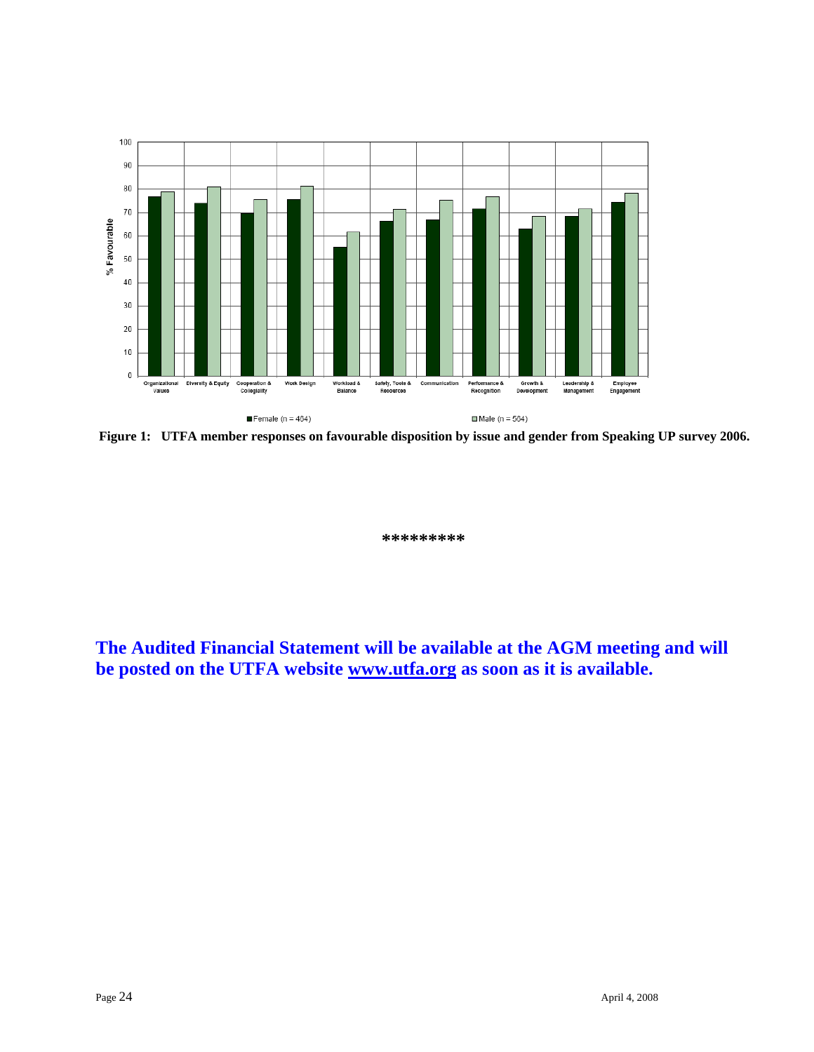100
90
80
70
60
50
40
30
20
10
0

% Favourable

Organizational Values
Diversity & Equity
Cooperation & Collegiality
Work Design
Workload & Balance
Safety, Tools & Resources
Communication
Performance & Recognition
Growth & Development
Leadership & Management
Employee Engagement

Female (n = 464)
Male (n = 564)

**Figure 1: UTFA member responses on favourable disposition by issue and gender from Speaking UP survey 2006.**

*********

**The Audited Financial Statement will be available at the AGM meeting and will be posted on the UTFA website www.utfa.org as soon as it is available.**